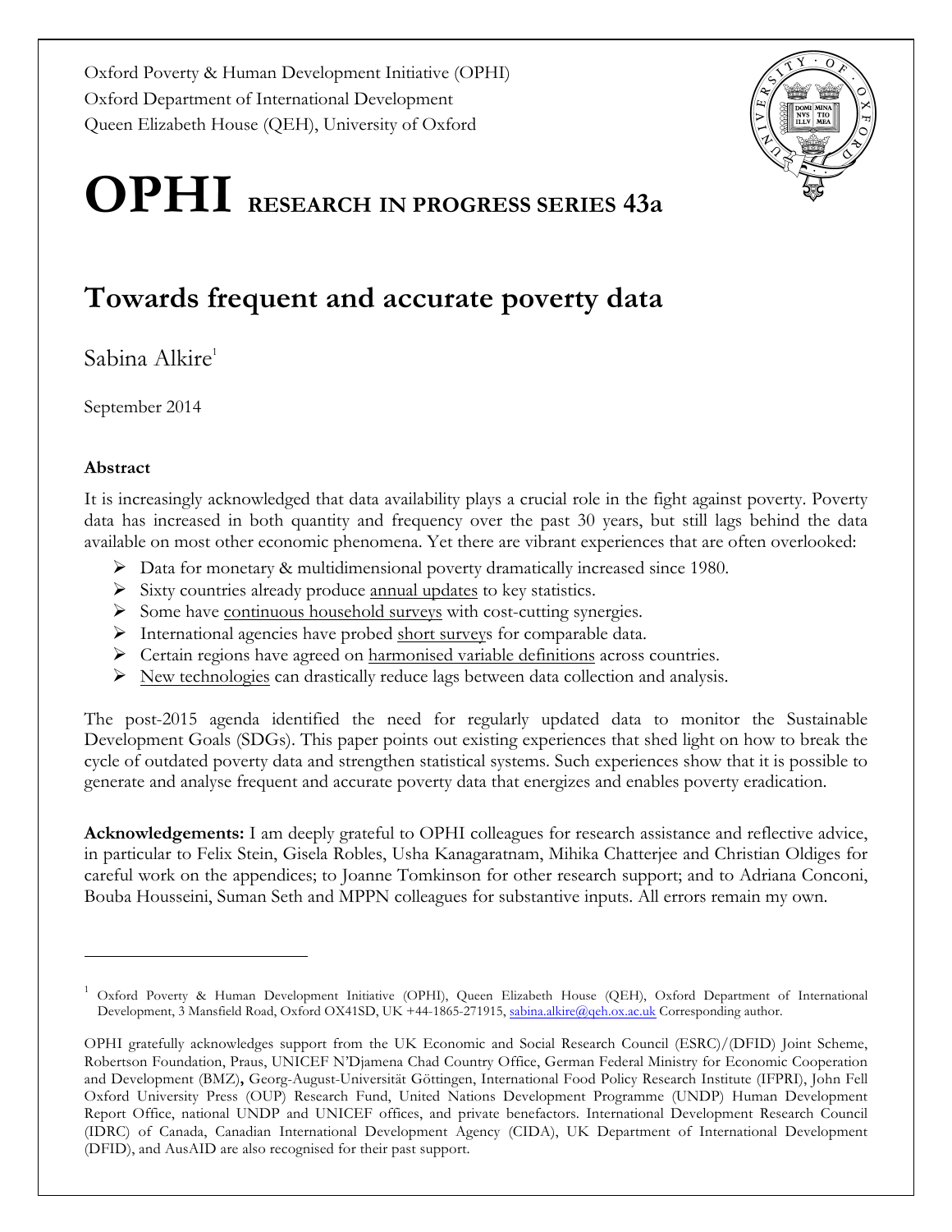Oxford Poverty & Human Development Initiative (OPHI)
Oxford Department of International Development
Queen Elizabeth House (QEH), University of Oxford

# OPHI RESEARCH IN PROGRESS SERIES 43a

## Towards frequent and accurate poverty data

Sabina Alkire[1]

September 2014

**Abstract**

It is increasingly acknowledged that data availability plays a crucial role in the fight against poverty. Poverty data has increased in both quantity and frequency over the past 30 years, but still lags behind the data available on most other economic phenomena. Yet there are vibrant experiences that are often overlooked:

- Data for monetary & multidimensional poverty dramatically increased since 1980.
- Sixty countries already produce annual updates to key statistics.
- Some have continuous household surveys with cost-cutting synergies.
- International agencies have probed short surveys for comparable data.
- Certain regions have agreed on harmonised variable definitions across countries.
- New technologies can drastically reduce lags between data collection and analysis.

The post-2015 agenda identified the need for regularly updated data to monitor the Sustainable Development Goals (SDGs). This paper points out existing experiences that shed light on how to break the cycle of outdated poverty data and strengthen statistical systems. Such experiences show that it is possible to generate and analyse frequent and accurate poverty data that energizes and enables poverty eradication.

**Acknowledgements:** I am deeply grateful to OPHI colleagues for research assistance and reflective advice, in particular to Felix Stein, Gisela Robles, Usha Kanagaratnam, Mihika Chatterjee and Christian Oldiges for careful work on the appendices; to Joanne Tomkinson for other research support; and to Adriana Conconi, Bouba Housseini, Suman Seth and MPPN colleagues for substantive inputs. All errors remain my own.

---

[1] Oxford Poverty & Human Development Initiative (OPHI), Queen Elizabeth House (QEH), Oxford Department of International Development, 3 Mansfield Road, Oxford OX41SD, UK +44-1865-271915, sabina.alkire@qeh.ox.ac.uk Corresponding author.

OPHI gratefully acknowledges support from the UK Economic and Social Research Council (ESRC)/(DFID) Joint Scheme, Robertson Foundation, Praus, UNICEF N'Djamena Chad Country Office, German Federal Ministry for Economic Cooperation and Development (BMZ), Georg-August-Universität Göttingen, International Food Policy Research Institute (IFPRI), John Fell Oxford University Press (OUP) Research Fund, United Nations Development Programme (UNDP) Human Development Report Office, national UNDP and UNICEF offices, and private benefactors. International Development Research Council (IDRC) of Canada, Canadian International Development Agency (CIDA), UK Department of International Development (DFID), and AusAID are also recognised for their past support.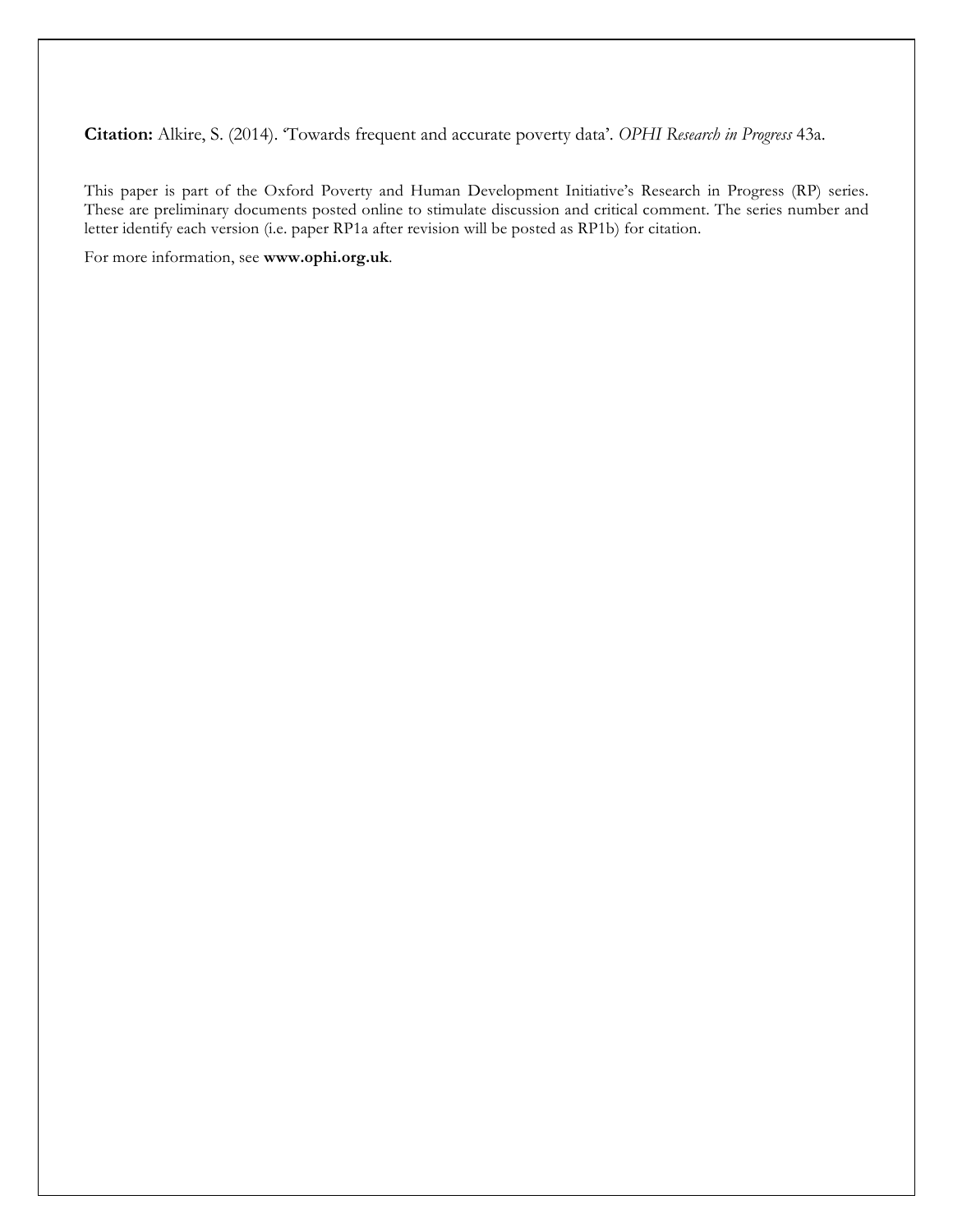**Citation:** Alkire, S. (2014). 'Towards frequent and accurate poverty data'. *OPHI Research in Progress* 43a.

This paper is part of the Oxford Poverty and Human Development Initiative's Research in Progress (RP) series. These are preliminary documents posted online to stimulate discussion and critical comment. The series number and letter identify each version (i.e. paper RP1a after revision will be posted as RP1b) for citation.

For more information, see **www.ophi.org.uk**.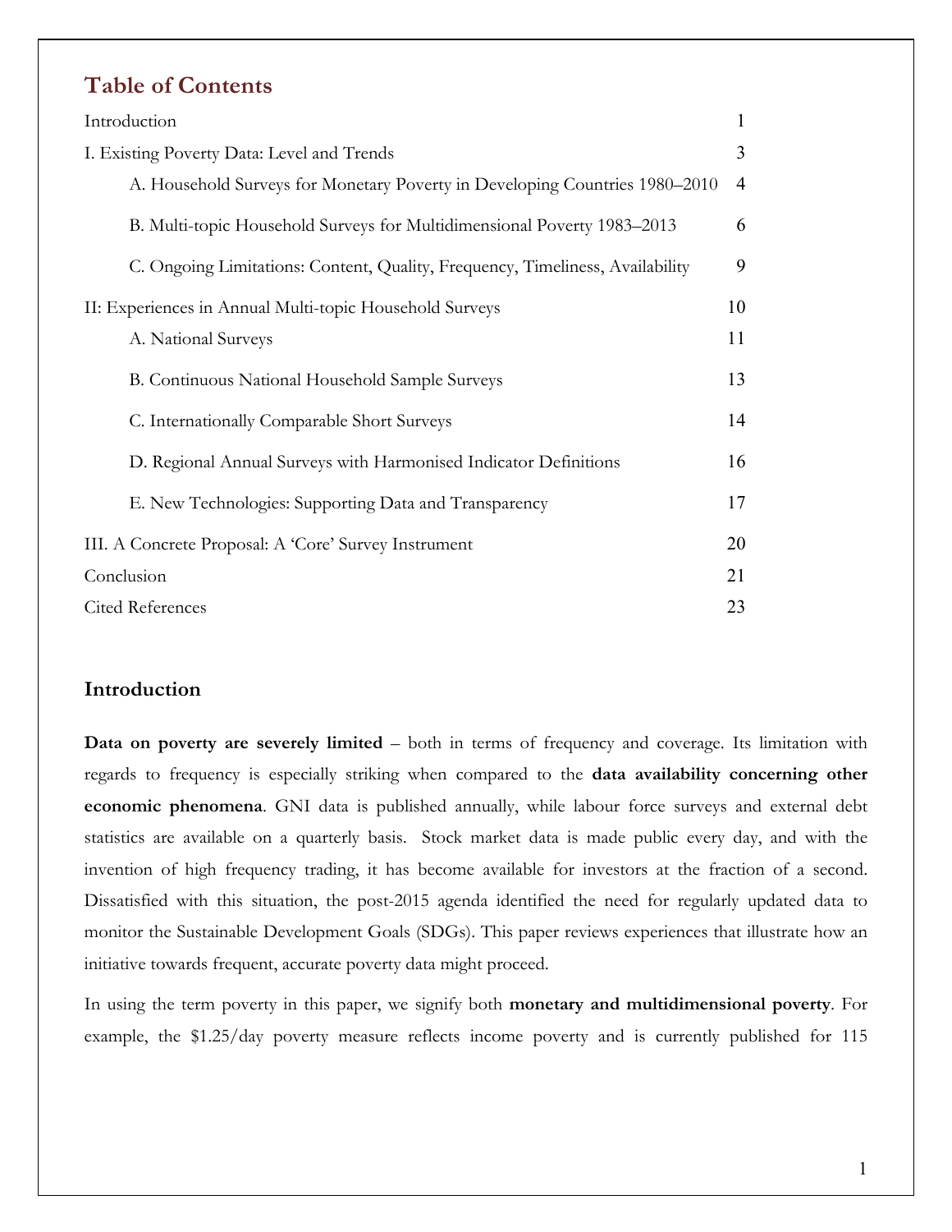## Table of Contents

| | |
|---|---|
| Introduction | 1 |
| I. Existing Poverty Data: Level and Trends | 3 |
| A. Household Surveys for Monetary Poverty in Developing Countries 1980–2010 | 4 |
| B. Multi-topic Household Surveys for Multidimensional Poverty 1983–2013 | 6 |
| C. Ongoing Limitations: Content, Quality, Frequency, Timeliness, Availability | 9 |
| II: Experiences in Annual Multi-topic Household Surveys | 10 |
| A. National Surveys | 11 |
| B. Continuous National Household Sample Surveys | 13 |
| C. Internationally Comparable Short Surveys | 14 |
| D. Regional Annual Surveys with Harmonised Indicator Definitions | 16 |
| E. New Technologies: Supporting Data and Transparency | 17 |
| III. A Concrete Proposal: A 'Core' Survey Instrument | 20 |
| Conclusion | 21 |
| Cited References | 23 |

### Introduction

**Data on poverty are severely limited** – both in terms of frequency and coverage. Its limitation with regards to frequency is especially striking when compared to the **data availability concerning other economic phenomena**. GNI data is published annually, while labour force surveys and external debt statistics are available on a quarterly basis. Stock market data is made public every day, and with the invention of high frequency trading, it has become available for investors at the fraction of a second. Dissatisfied with this situation, the post-2015 agenda identified the need for regularly updated data to monitor the Sustainable Development Goals (SDGs). This paper reviews experiences that illustrate how an initiative towards frequent, accurate poverty data might proceed.

In using the term poverty in this paper, we signify both **monetary and multidimensional poverty**. For example, the $1.25/day poverty measure reflects income poverty and is currently published for 115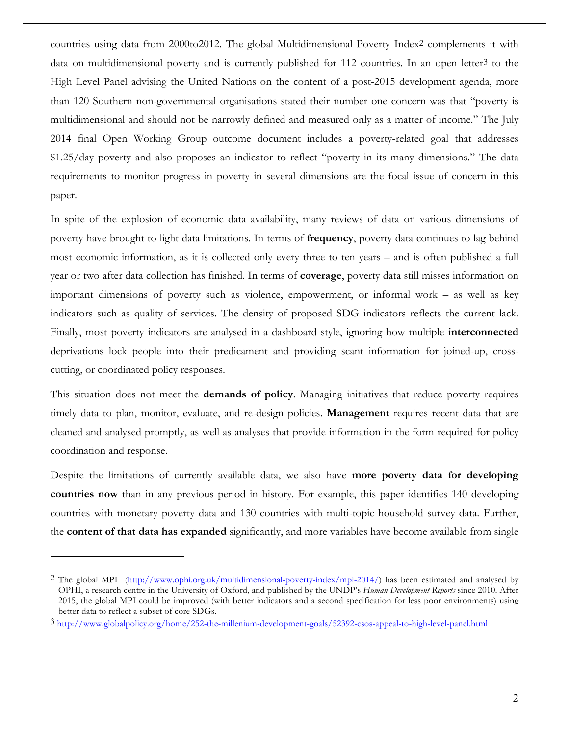countries using data from 2000to2012. The global Multidimensional Poverty Index[2] complements it with data on multidimensional poverty and is currently published for 112 countries. In an open letter[3] to the High Level Panel advising the United Nations on the content of a post-2015 development agenda, more than 120 Southern non-governmental organisations stated their number one concern was that "poverty is multidimensional and should not be narrowly defined and measured only as a matter of income." The July 2014 final Open Working Group outcome document includes a poverty-related goal that addresses $1.25/day poverty and also proposes an indicator to reflect "poverty in its many dimensions." The data requirements to monitor progress in poverty in several dimensions are the focal issue of concern in this paper.

In spite of the explosion of economic data availability, many reviews of data on various dimensions of poverty have brought to light data limitations. In terms of **frequency**, poverty data continues to lag behind most economic information, as it is collected only every three to ten years – and is often published a full year or two after data collection has finished. In terms of **coverage**, poverty data still misses information on important dimensions of poverty such as violence, empowerment, or informal work – as well as key indicators such as quality of services. The density of proposed SDG indicators reflects the current lack. Finally, most poverty indicators are analysed in a dashboard style, ignoring how multiple **interconnected** deprivations lock people into their predicament and providing scant information for joined-up, cross-cutting, or coordinated policy responses.

This situation does not meet the **demands of policy**. Managing initiatives that reduce poverty requires timely data to plan, monitor, evaluate, and re-design policies. **Management** requires recent data that are cleaned and analysed promptly, as well as analyses that provide information in the form required for policy coordination and response.

Despite the limitations of currently available data, we also have **more poverty data for developing countries now** than in any previous period in history. For example, this paper identifies 140 developing countries with monetary poverty data and 130 countries with multi-topic household survey data. Further, the **content of that data has expanded** significantly, and more variables have become available from single

---

[2] The global MPI (http://www.ophi.org.uk/multidimensional-poverty-index/mpi-2014/) has been estimated and analysed by OPHI, a research centre in the University of Oxford, and published by the UNDP's *Human Development Reports* since 2010. After 2015, the global MPI could be improved (with better indicators and a second specification for less poor environments) using better data to reflect a subset of core SDGs.

[3] http://www.globalpolicy.org/home/252-the-millenium-development-goals/52392-csos-appeal-to-high-level-panel.html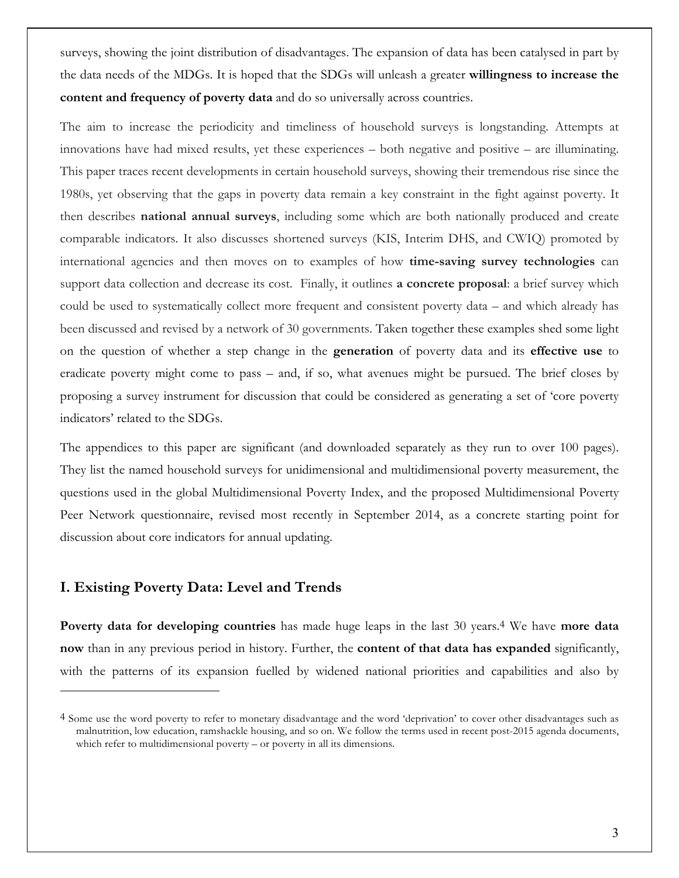surveys, showing the joint distribution of disadvantages. The expansion of data has been catalysed in part by the data needs of the MDGs. It is hoped that the SDGs will unleash a greater **willingness to increase the content and frequency of poverty data** and do so universally across countries.

The aim to increase the periodicity and timeliness of household surveys is longstanding. Attempts at innovations have had mixed results, yet these experiences – both negative and positive – are illuminating. This paper traces recent developments in certain household surveys, showing their tremendous rise since the 1980s, yet observing that the gaps in poverty data remain a key constraint in the fight against poverty. It then describes **national annual surveys**, including some which are both nationally produced and create comparable indicators. It also discusses shortened surveys (KIS, Interim DHS, and CWIQ) promoted by international agencies and then moves on to examples of how **time-saving survey technologies** can support data collection and decrease its cost. Finally, it outlines **a concrete proposal**: a brief survey which could be used to systematically collect more frequent and consistent poverty data – and which already has been discussed and revised by a network of 30 governments. Taken together these examples shed some light on the question of whether a step change in the **generation** of poverty data and its **effective use** to eradicate poverty might come to pass – and, if so, what avenues might be pursued. The brief closes by proposing a survey instrument for discussion that could be considered as generating a set of 'core poverty indicators' related to the SDGs.

The appendices to this paper are significant (and downloaded separately as they run to over 100 pages). They list the named household surveys for unidimensional and multidimensional poverty measurement, the questions used in the global Multidimensional Poverty Index, and the proposed Multidimensional Poverty Peer Network questionnaire, revised most recently in September 2014, as a concrete starting point for discussion about core indicators for annual updating.

## I. Existing Poverty Data: Level and Trends

**Poverty data for developing countries** has made huge leaps in the last 30 years.[4] We have **more data now** than in any previous period in history. Further, the **content of that data has expanded** significantly, with the patterns of its expansion fuelled by widened national priorities and capabilities and also by

[4] Some use the word poverty to refer to monetary disadvantage and the word 'deprivation' to cover other disadvantages such as malnutrition, low education, ramshackle housing, and so on. We follow the terms used in recent post-2015 agenda documents, which refer to multidimensional poverty – or poverty in all its dimensions.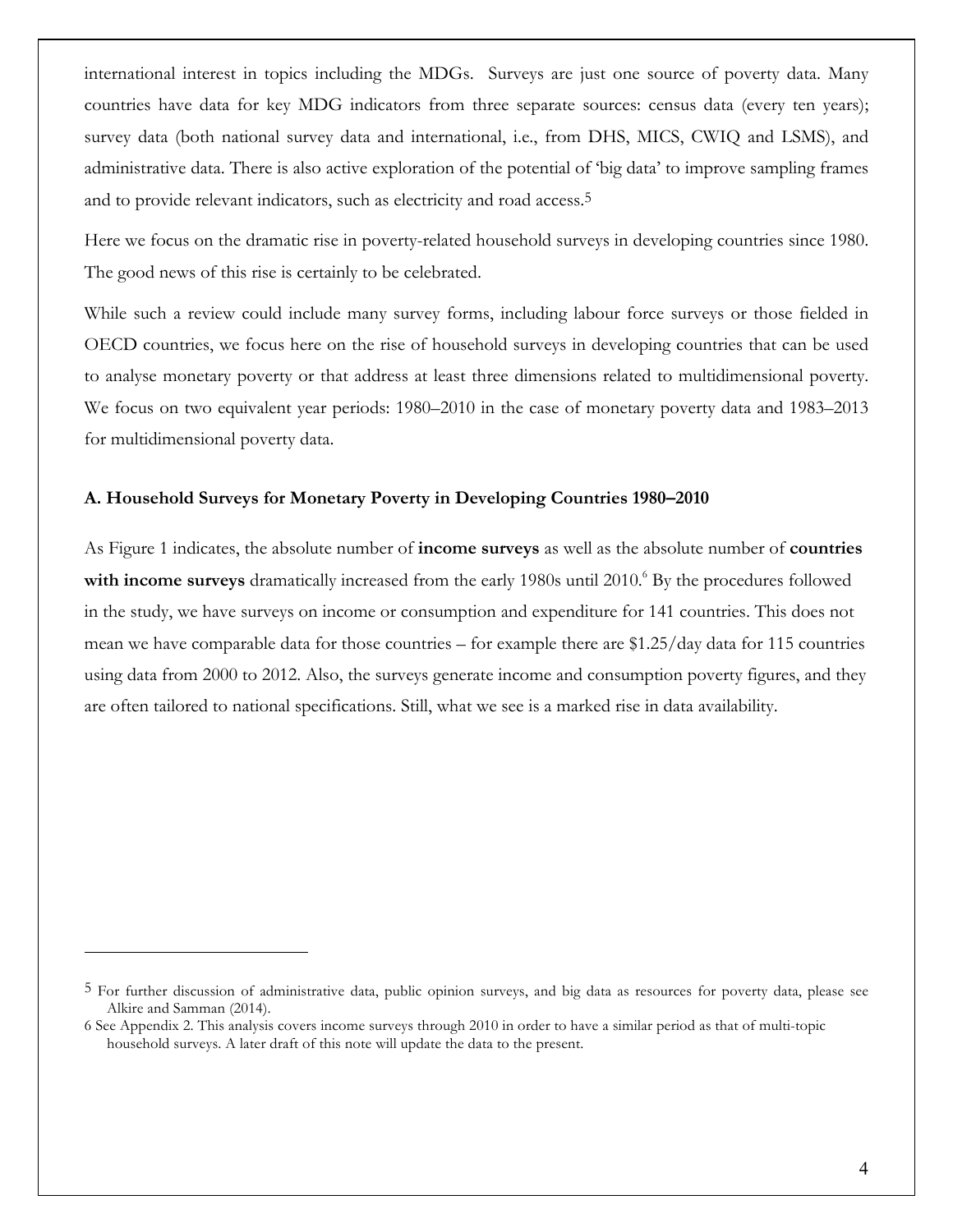international interest in topics including the MDGs. Surveys are just one source of poverty data. Many countries have data for key MDG indicators from three separate sources: census data (every ten years); survey data (both national survey data and international, i.e., from DHS, MICS, CWIQ and LSMS), and administrative data. There is also active exploration of the potential of 'big data' to improve sampling frames and to provide relevant indicators, such as electricity and road access.[5]

Here we focus on the dramatic rise in poverty-related household surveys in developing countries since 1980. The good news of this rise is certainly to be celebrated.

While such a review could include many survey forms, including labour force surveys or those fielded in OECD countries, we focus here on the rise of household surveys in developing countries that can be used to analyse monetary poverty or that address at least three dimensions related to multidimensional poverty. We focus on two equivalent year periods: 1980–2010 in the case of monetary poverty data and 1983–2013 for multidimensional poverty data.

### A. Household Surveys for Monetary Poverty in Developing Countries 1980–2010

As Figure 1 indicates, the absolute number of **income surveys** as well as the absolute number of **countries with income surveys** dramatically increased from the early 1980s until 2010.[6] By the procedures followed in the study, we have surveys on income or consumption and expenditure for 141 countries. This does not mean we have comparable data for those countries – for example there are $1.25/day data for 115 countries using data from 2000 to 2012. Also, the surveys generate income and consumption poverty figures, and they are often tailored to national specifications. Still, what we see is a marked rise in data availability.

---

[5] For further discussion of administrative data, public opinion surveys, and big data as resources for poverty data, please see Alkire and Samman (2014).

[6] See Appendix 2. This analysis covers income surveys through 2010 in order to have a similar period as that of multi-topic household surveys. A later draft of this note will update the data to the present.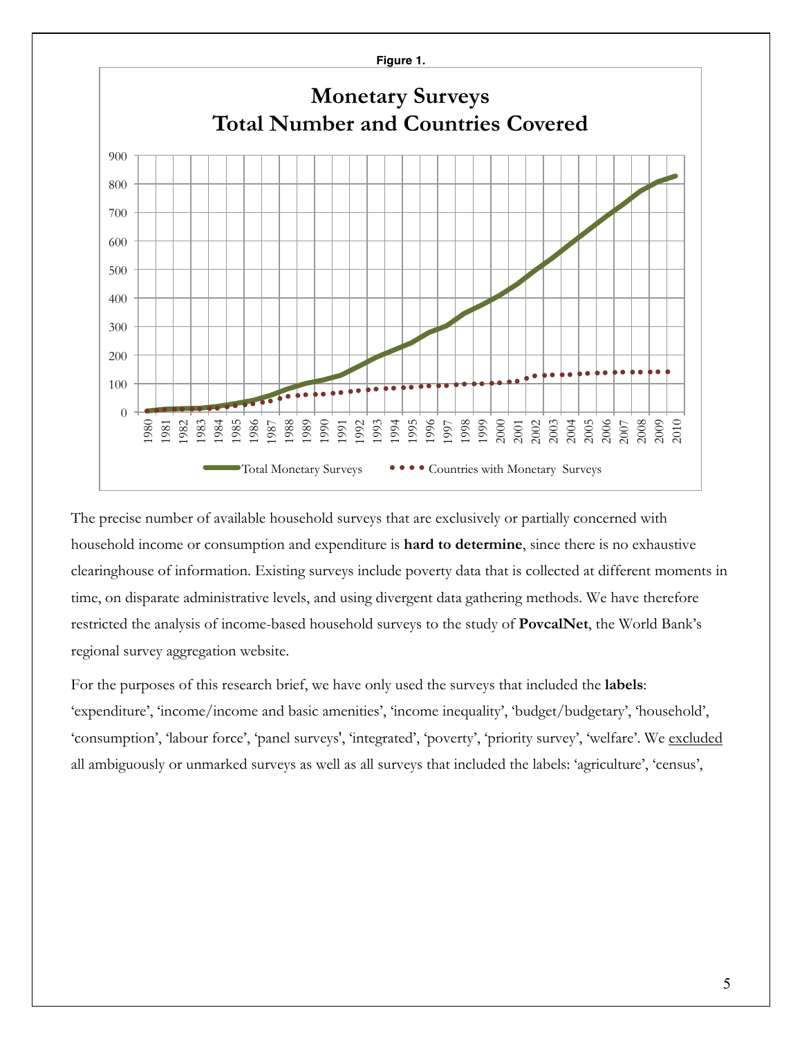**Figure 1.**

The precise number of available household surveys that are exclusively or partially concerned with household income or consumption and expenditure is **hard to determine**, since there is no exhaustive clearinghouse of information. Existing surveys include poverty data that is collected at different moments in time, on disparate administrative levels, and using divergent data gathering methods. We have therefore restricted the analysis of income-based household surveys to the study of **PovcalNet**, the World Bank's regional survey aggregation website.

For the purposes of this research brief, we have only used the surveys that included the **labels**: 'expenditure', 'income/income and basic amenities', 'income inequality', 'budget/budgetary', 'household', 'consumption', 'labour force', 'panel surveys', 'integrated', 'poverty', 'priority survey', 'welfare'. We excluded all ambiguously or unmarked surveys as well as all surveys that included the labels: 'agriculture', 'census',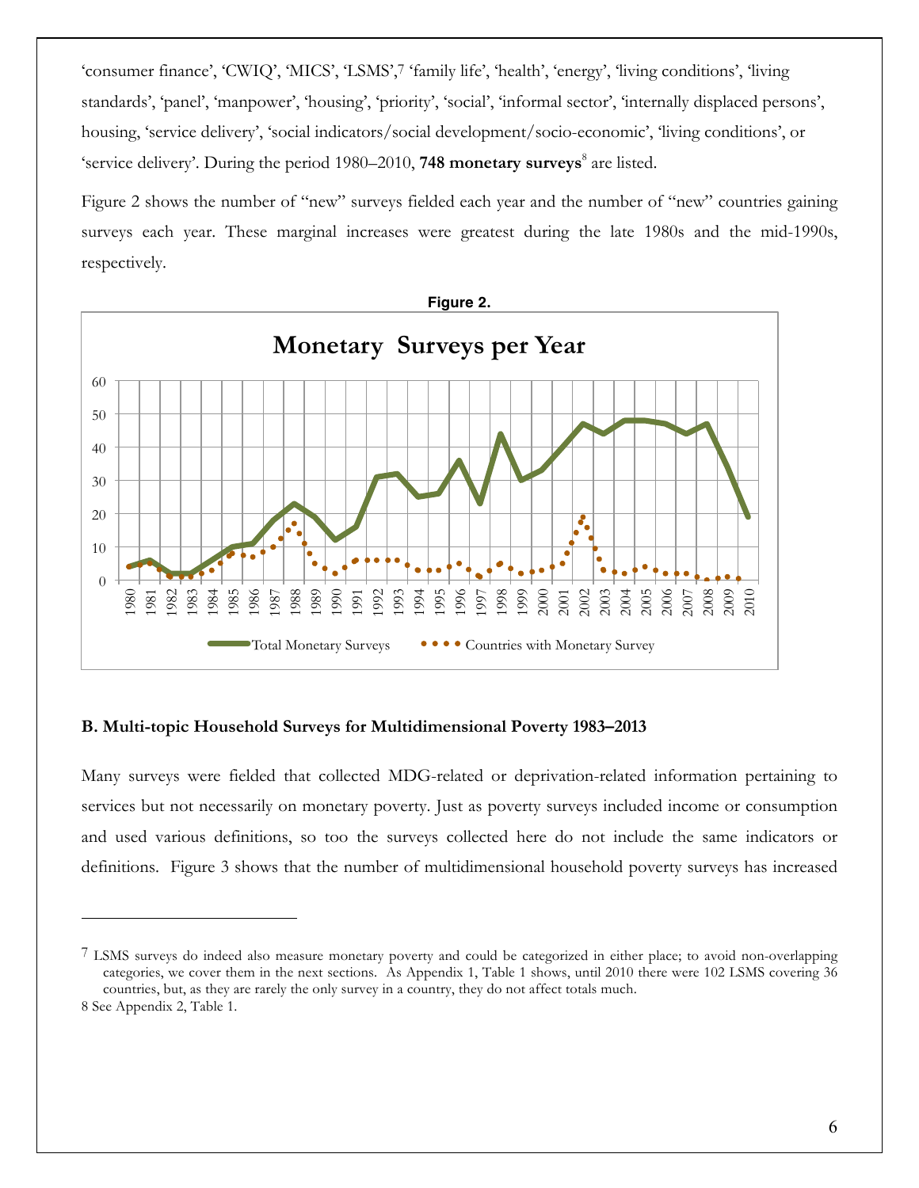'consumer finance', 'CWIQ', 'MICS', 'LSMS',[7] 'family life', 'health', 'energy', 'living conditions', 'living standards', 'panel', 'manpower', 'housing', 'priority', 'social', 'informal sector', 'internally displaced persons', housing, 'service delivery', 'social indicators/social development/socio-economic', 'living conditions', or 'service delivery'. During the period 1980–2010, **748 monetary surveys**[8] are listed.

Figure 2 shows the number of "new" surveys fielded each year and the number of "new" countries gaining surveys each year. These marginal increases were greatest during the late 1980s and the mid-1990s, respectively.

**Figure 2.**

**Monetary Surveys per Year**

Legend: Total Monetary Surveys; Countries with Monetary Survey

### B. Multi-topic Household Surveys for Multidimensional Poverty 1983–2013

Many surveys were fielded that collected MDG-related or deprivation-related information pertaining to services but not necessarily on monetary poverty. Just as poverty surveys included income or consumption and used various definitions, so too the surveys collected here do not include the same indicators or definitions. Figure 3 shows that the number of multidimensional household poverty surveys has increased

---

[7] LSMS surveys do indeed also measure monetary poverty and could be categorized in either place; to avoid non-overlapping categories, we cover them in the next sections. As Appendix 1, Table 1 shows, until 2010 there were 102 LSMS covering 36 countries, but, as they are rarely the only survey in a country, they do not affect totals much.

[8] See Appendix 2, Table 1.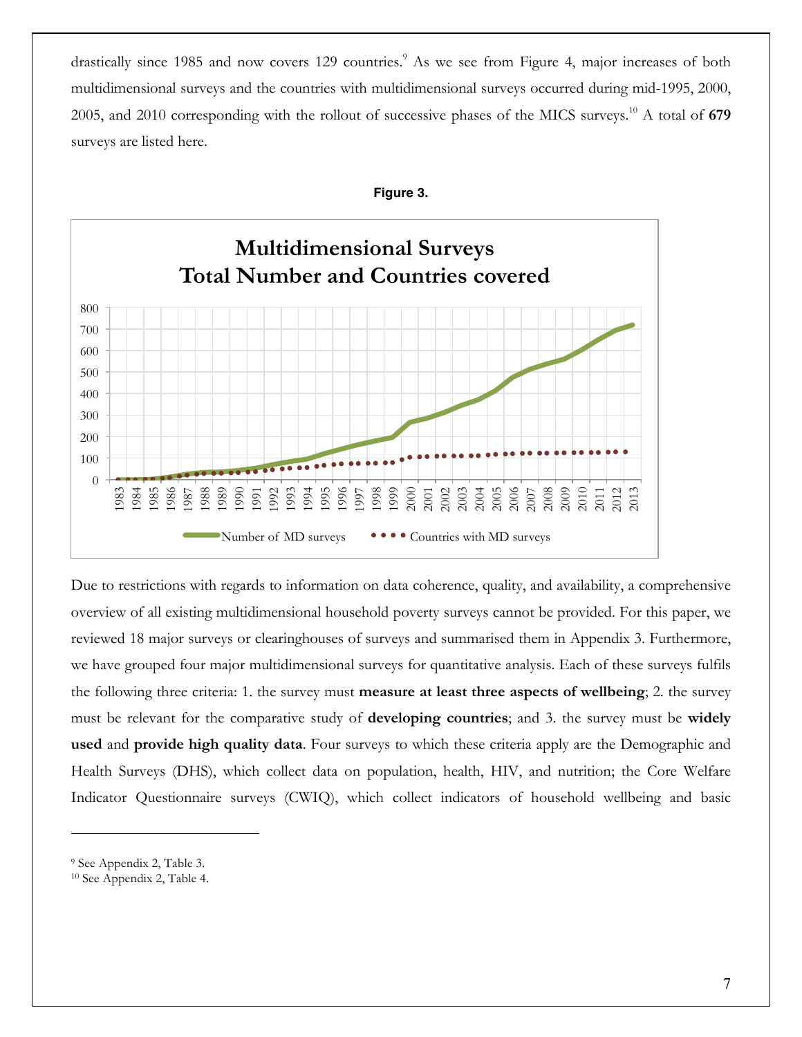drastically since 1985 and now covers 129 countries.[9] As we see from Figure 4, major increases of both multidimensional surveys and the countries with multidimensional surveys occurred during mid-1995, 2000, 2005, and 2010 corresponding with the rollout of successive phases of the MICS surveys.[10] A total of **679** surveys are listed here.

**Figure 3.**

Due to restrictions with regards to information on data coherence, quality, and availability, a comprehensive overview of all existing multidimensional household poverty surveys cannot be provided. For this paper, we reviewed 18 major surveys or clearinghouses of surveys and summarised them in Appendix 3. Furthermore, we have grouped four major multidimensional surveys for quantitative analysis. Each of these surveys fulfils the following three criteria: 1. the survey must **measure at least three aspects of wellbeing**; 2. the survey must be relevant for the comparative study of **developing countries**; and 3. the survey must be **widely used** and **provide high quality data**. Four surveys to which these criteria apply are the Demographic and Health Surveys (DHS), which collect data on population, health, HIV, and nutrition; the Core Welfare Indicator Questionnaire surveys (CWIQ), which collect indicators of household wellbeing and basic

[9] See Appendix 2, Table 3.

[10] See Appendix 2, Table 4.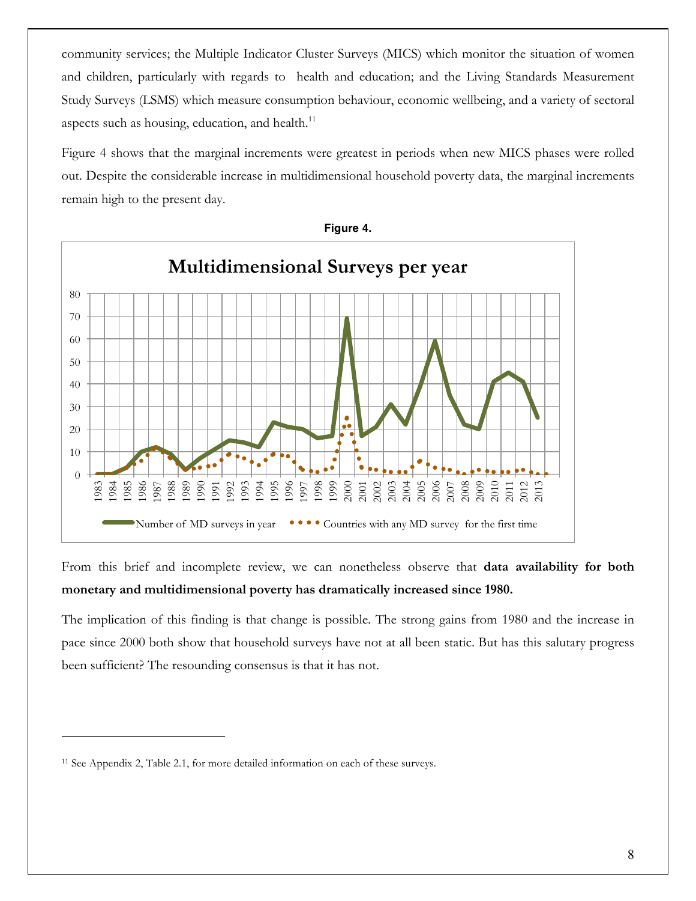community services; the Multiple Indicator Cluster Surveys (MICS) which monitor the situation of women and children, particularly with regards to health and education; and the Living Standards Measurement Study Surveys (LSMS) which measure consumption behaviour, economic wellbeing, and a variety of sectoral aspects such as housing, education, and health.[11]

Figure 4 shows that the marginal increments were greatest in periods when new MICS phases were rolled out. Despite the considerable increase in multidimensional household poverty data, the marginal increments remain high to the present day.

**Figure 4.**

From this brief and incomplete review, we can nonetheless observe that **data availability for both monetary and multidimensional poverty has dramatically increased since 1980.**

The implication of this finding is that change is possible. The strong gains from 1980 and the increase in pace since 2000 both show that household surveys have not at all been static. But has this salutary progress been sufficient? The resounding consensus is that it has not.

[11] See Appendix 2, Table 2.1, for more detailed information on each of these surveys.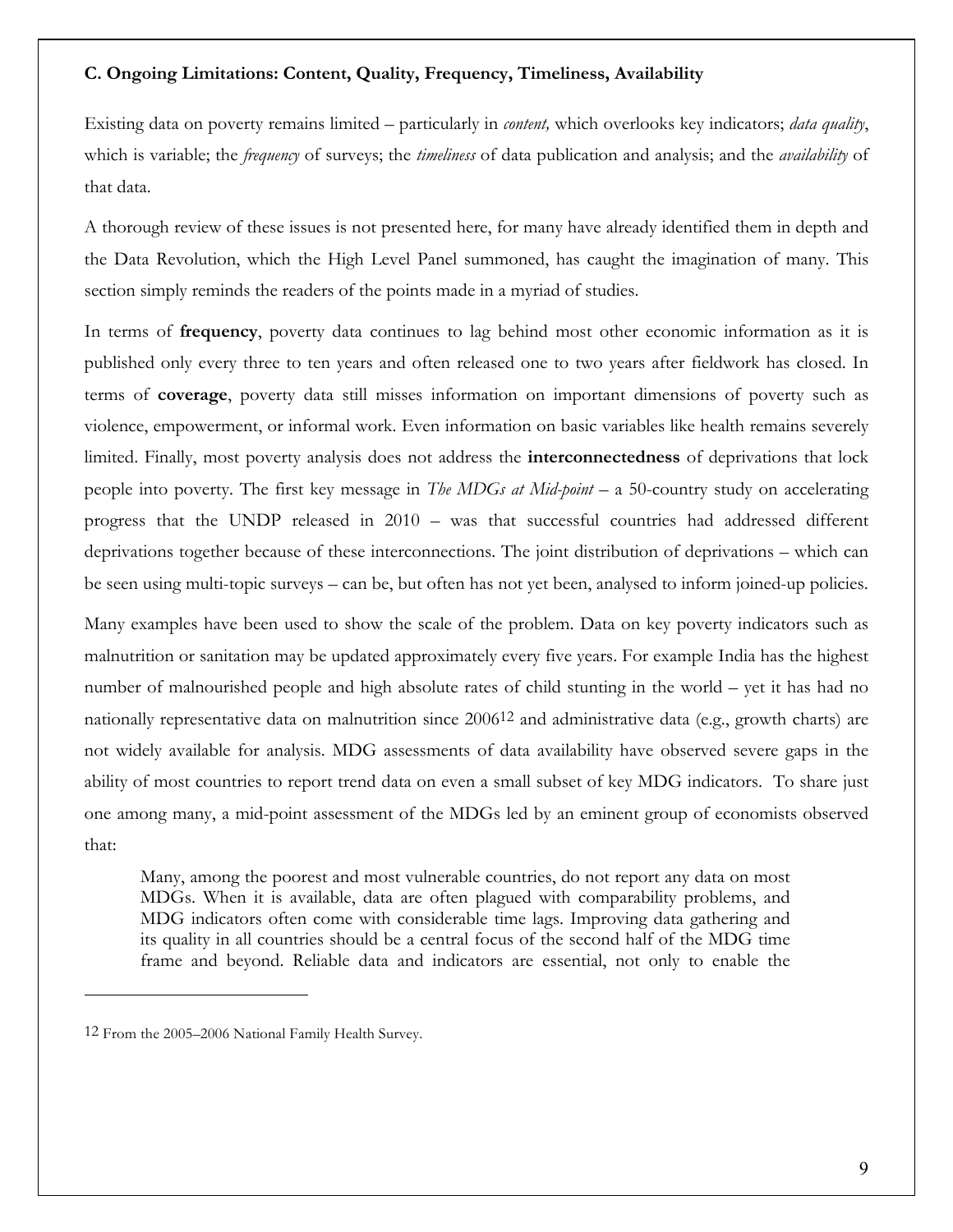### C. Ongoing Limitations: Content, Quality, Frequency, Timeliness, Availability

Existing data on poverty remains limited – particularly in *content,* which overlooks key indicators; *data quality*, which is variable; the *frequency* of surveys; the *timeliness* of data publication and analysis; and the *availability* of that data.

A thorough review of these issues is not presented here, for many have already identified them in depth and the Data Revolution, which the High Level Panel summoned, has caught the imagination of many. This section simply reminds the readers of the points made in a myriad of studies.

In terms of **frequency**, poverty data continues to lag behind most other economic information as it is published only every three to ten years and often released one to two years after fieldwork has closed. In terms of **coverage**, poverty data still misses information on important dimensions of poverty such as violence, empowerment, or informal work. Even information on basic variables like health remains severely limited. Finally, most poverty analysis does not address the **interconnectedness** of deprivations that lock people into poverty. The first key message in *The MDGs at Mid-point* – a 50-country study on accelerating progress that the UNDP released in 2010 – was that successful countries had addressed different deprivations together because of these interconnections. The joint distribution of deprivations – which can be seen using multi-topic surveys – can be, but often has not yet been, analysed to inform joined-up policies.

Many examples have been used to show the scale of the problem. Data on key poverty indicators such as malnutrition or sanitation may be updated approximately every five years. For example India has the highest number of malnourished people and high absolute rates of child stunting in the world – yet it has had no nationally representative data on malnutrition since 2006[12] and administrative data (e.g., growth charts) are not widely available for analysis. MDG assessments of data availability have observed severe gaps in the ability of most countries to report trend data on even a small subset of key MDG indicators. To share just one among many, a mid-point assessment of the MDGs led by an eminent group of economists observed that:

> Many, among the poorest and most vulnerable countries, do not report any data on most MDGs. When it is available, data are often plagued with comparability problems, and MDG indicators often come with considerable time lags. Improving data gathering and its quality in all countries should be a central focus of the second half of the MDG time frame and beyond. Reliable data and indicators are essential, not only to enable the

---

[12] From the 2005–2006 National Family Health Survey.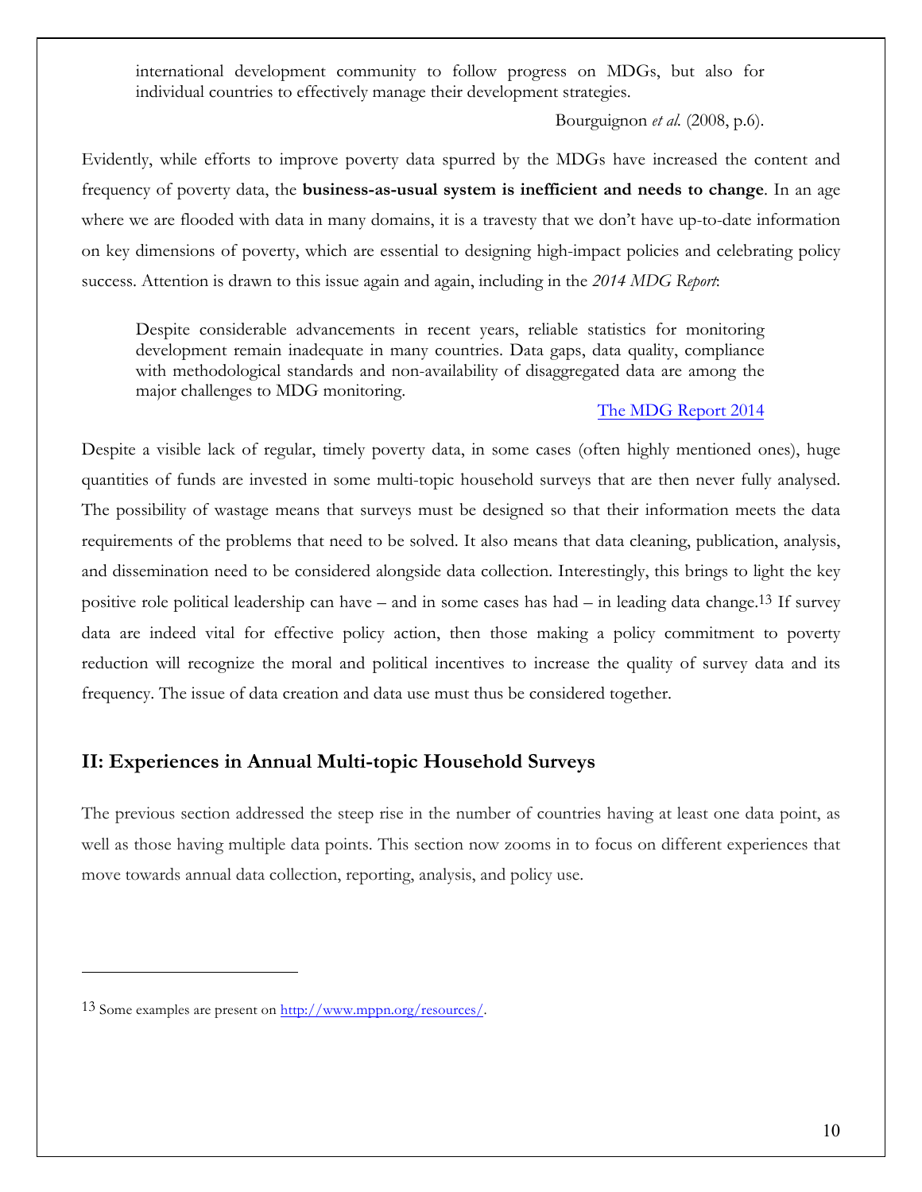> international development community to follow progress on MDGs, but also for individual countries to effectively manage their development strategies.
>
> Bourguignon *et al.* (2008, p.6).

Evidently, while efforts to improve poverty data spurred by the MDGs have increased the content and frequency of poverty data, the **business-as-usual system is inefficient and needs to change**. In an age where we are flooded with data in many domains, it is a travesty that we don't have up-to-date information on key dimensions of poverty, which are essential to designing high-impact policies and celebrating policy success. Attention is drawn to this issue again and again, including in the *2014 MDG Report*:

> Despite considerable advancements in recent years, reliable statistics for monitoring development remain inadequate in many countries. Data gaps, data quality, compliance with methodological standards and non-availability of disaggregated data are among the major challenges to MDG monitoring.
>
> The MDG Report 2014

Despite a visible lack of regular, timely poverty data, in some cases (often highly mentioned ones), huge quantities of funds are invested in some multi-topic household surveys that are then never fully analysed. The possibility of wastage means that surveys must be designed so that their information meets the data requirements of the problems that need to be solved. It also means that data cleaning, publication, analysis, and dissemination need to be considered alongside data collection. Interestingly, this brings to light the key positive role political leadership can have – and in some cases has had – in leading data change.[13] If survey data are indeed vital for effective policy action, then those making a policy commitment to poverty reduction will recognize the moral and political incentives to increase the quality of survey data and its frequency. The issue of data creation and data use must thus be considered together.

## II: Experiences in Annual Multi-topic Household Surveys

The previous section addressed the steep rise in the number of countries having at least one data point, as well as those having multiple data points. This section now zooms in to focus on different experiences that move towards annual data collection, reporting, analysis, and policy use.

---

[13] Some examples are present on http://www.mppn.org/resources/.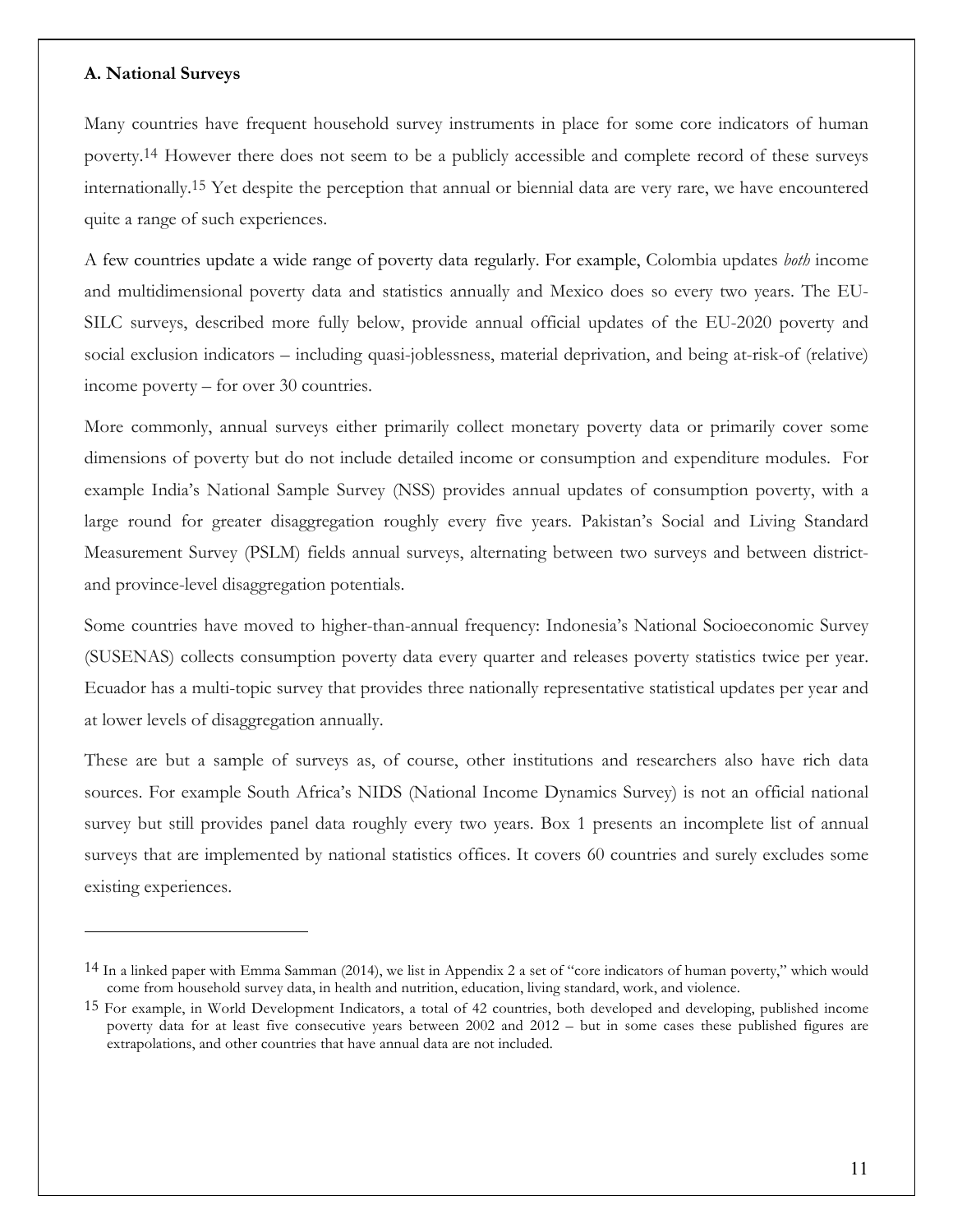### A. National Surveys

Many countries have frequent household survey instruments in place for some core indicators of human poverty.[14] However there does not seem to be a publicly accessible and complete record of these surveys internationally.[15] Yet despite the perception that annual or biennial data are very rare, we have encountered quite a range of such experiences.

A few countries update a wide range of poverty data regularly. For example, Colombia updates *both* income and multidimensional poverty data and statistics annually and Mexico does so every two years. The EU-SILC surveys, described more fully below, provide annual official updates of the EU-2020 poverty and social exclusion indicators – including quasi-joblessness, material deprivation, and being at-risk-of (relative) income poverty – for over 30 countries.

More commonly, annual surveys either primarily collect monetary poverty data or primarily cover some dimensions of poverty but do not include detailed income or consumption and expenditure modules. For example India's National Sample Survey (NSS) provides annual updates of consumption poverty, with a large round for greater disaggregation roughly every five years. Pakistan's Social and Living Standard Measurement Survey (PSLM) fields annual surveys, alternating between two surveys and between district- and province-level disaggregation potentials.

Some countries have moved to higher-than-annual frequency: Indonesia's National Socioeconomic Survey (SUSENAS) collects consumption poverty data every quarter and releases poverty statistics twice per year. Ecuador has a multi-topic survey that provides three nationally representative statistical updates per year and at lower levels of disaggregation annually.

These are but a sample of surveys as, of course, other institutions and researchers also have rich data sources. For example South Africa's NIDS (National Income Dynamics Survey) is not an official national survey but still provides panel data roughly every two years. Box 1 presents an incomplete list of annual surveys that are implemented by national statistics offices. It covers 60 countries and surely excludes some existing experiences.

---

[14] In a linked paper with Emma Samman (2014), we list in Appendix 2 a set of "core indicators of human poverty," which would come from household survey data, in health and nutrition, education, living standard, work, and violence.

[15] For example, in World Development Indicators, a total of 42 countries, both developed and developing, published income poverty data for at least five consecutive years between 2002 and 2012 – but in some cases these published figures are extrapolations, and other countries that have annual data are not included.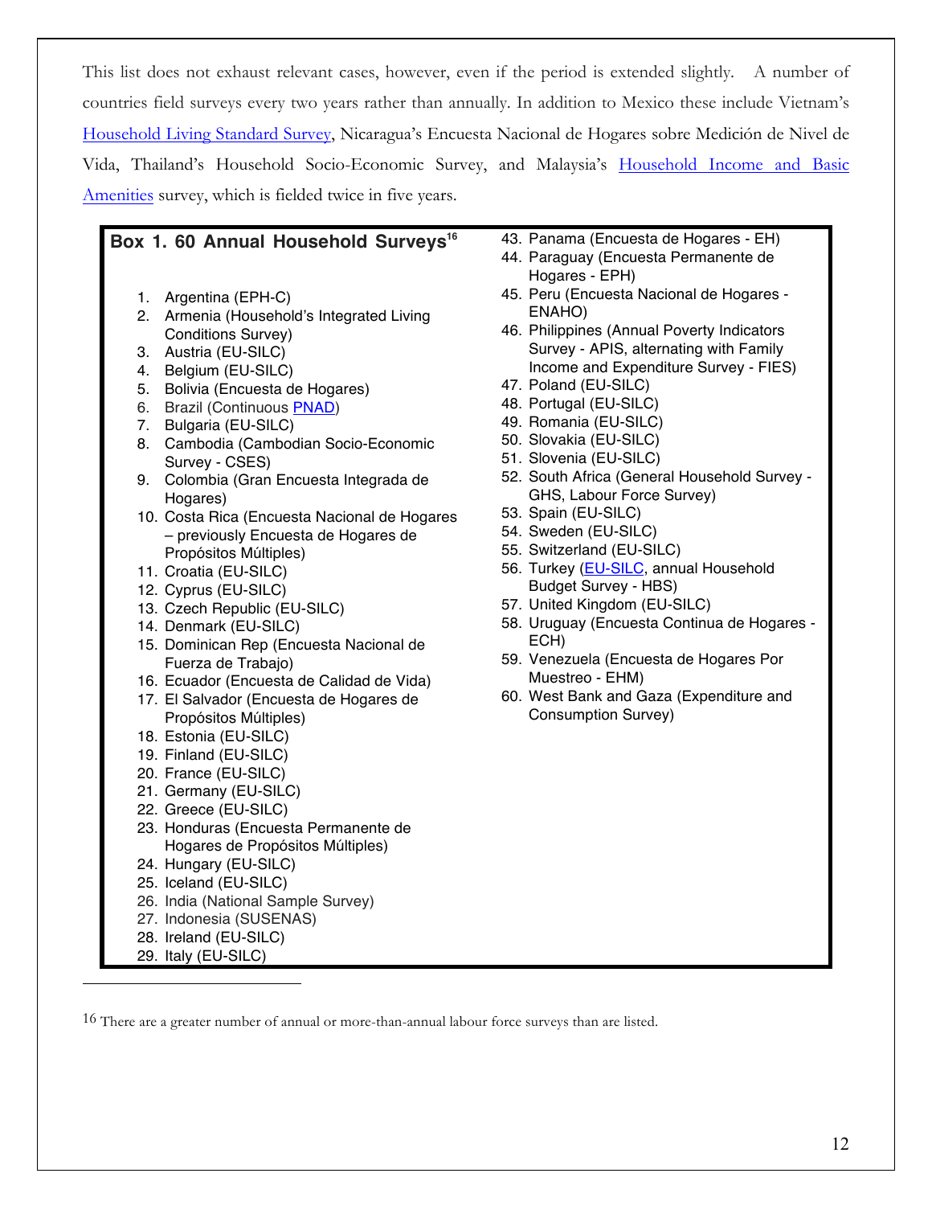This list does not exhaust relevant cases, however, even if the period is extended slightly. A number of countries field surveys every two years rather than annually. In addition to Mexico these include Vietnam's Household Living Standard Survey, Nicaragua's Encuesta Nacional de Hogares sobre Medición de Nivel de Vida, Thailand's Household Socio-Economic Survey, and Malaysia's Household Income and Basic Amenities survey, which is fielded twice in five years.

**Box 1. 60 Annual Household Surveys**[16]

1. Argentina (EPH-C)
2. Armenia (Household's Integrated Living Conditions Survey)
3. Austria (EU-SILC)
4. Belgium (EU-SILC)
5. Bolivia (Encuesta de Hogares)
6. Brazil (Continuous PNAD)
7. Bulgaria (EU-SILC)
8. Cambodia (Cambodian Socio-Economic Survey - CSES)
9. Colombia (Gran Encuesta Integrada de Hogares)
10. Costa Rica (Encuesta Nacional de Hogares – previously Encuesta de Hogares de Propósitos Múltiples)
11. Croatia (EU-SILC)
12. Cyprus (EU-SILC)
13. Czech Republic (EU-SILC)
14. Denmark (EU-SILC)
15. Dominican Rep (Encuesta Nacional de Fuerza de Trabajo)
16. Ecuador (Encuesta de Calidad de Vida)
17. El Salvador (Encuesta de Hogares de Propósitos Múltiples)
18. Estonia (EU-SILC)
19. Finland (EU-SILC)
20. France (EU-SILC)
21. Germany (EU-SILC)
22. Greece (EU-SILC)
23. Honduras (Encuesta Permanente de Hogares de Propósitos Múltiples)
24. Hungary (EU-SILC)
25. Iceland (EU-SILC)
26. India (National Sample Survey)
27. Indonesia (SUSENAS)
28. Ireland (EU-SILC)
29. Italy (EU-SILC)

43. Panama (Encuesta de Hogares - EH)
44. Paraguay (Encuesta Permanente de Hogares - EPH)
45. Peru (Encuesta Nacional de Hogares - ENAHO)
46. Philippines (Annual Poverty Indicators Survey - APIS, alternating with Family Income and Expenditure Survey - FIES)
47. Poland (EU-SILC)
48. Portugal (EU-SILC)
49. Romania (EU-SILC)
50. Slovakia (EU-SILC)
51. Slovenia (EU-SILC)
52. South Africa (General Household Survey - GHS, Labour Force Survey)
53. Spain (EU-SILC)
54. Sweden (EU-SILC)
55. Switzerland (EU-SILC)
56. Turkey (EU-SILC, annual Household Budget Survey - HBS)
57. United Kingdom (EU-SILC)
58. Uruguay (Encuesta Continua de Hogares - ECH)
59. Venezuela (Encuesta de Hogares Por Muestreo - EHM)
60. West Bank and Gaza (Expenditure and Consumption Survey)

---

16 There are a greater number of annual or more-than-annual labour force surveys than are listed.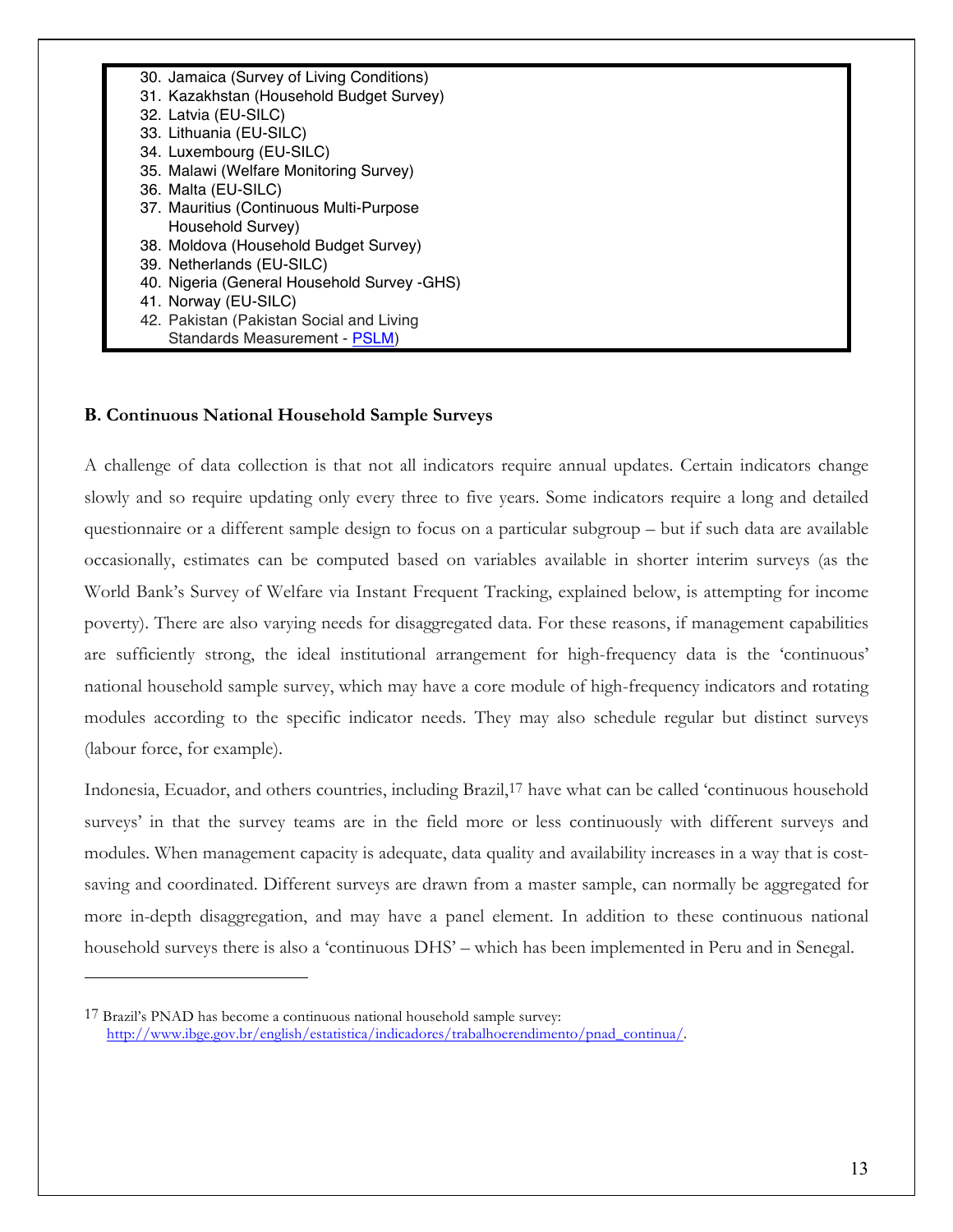30. Jamaica (Survey of Living Conditions)
31. Kazakhstan (Household Budget Survey)
32. Latvia (EU-SILC)
33. Lithuania (EU-SILC)
34. Luxembourg (EU-SILC)
35. Malawi (Welfare Monitoring Survey)
36. Malta (EU-SILC)
37. Mauritius (Continuous Multi-Purpose Household Survey)
38. Moldova (Household Budget Survey)
39. Netherlands (EU-SILC)
40. Nigeria (General Household Survey -GHS)
41. Norway (EU-SILC)
42. Pakistan (Pakistan Social and Living Standards Measurement - PSLM)

**B. Continuous National Household Sample Surveys**

A challenge of data collection is that not all indicators require annual updates. Certain indicators change slowly and so require updating only every three to five years. Some indicators require a long and detailed questionnaire or a different sample design to focus on a particular subgroup – but if such data are available occasionally, estimates can be computed based on variables available in shorter interim surveys (as the World Bank's Survey of Welfare via Instant Frequent Tracking, explained below, is attempting for income poverty). There are also varying needs for disaggregated data. For these reasons, if management capabilities are sufficiently strong, the ideal institutional arrangement for high-frequency data is the 'continuous' national household sample survey, which may have a core module of high-frequency indicators and rotating modules according to the specific indicator needs. They may also schedule regular but distinct surveys (labour force, for example).

Indonesia, Ecuador, and others countries, including Brazil,[17] have what can be called 'continuous household surveys' in that the survey teams are in the field more or less continuously with different surveys and modules. When management capacity is adequate, data quality and availability increases in a way that is cost-saving and coordinated. Different surveys are drawn from a master sample, can normally be aggregated for more in-depth disaggregation, and may have a panel element. In addition to these continuous national household surveys there is also a 'continuous DHS' – which has been implemented in Peru and in Senegal.

[17] Brazil's PNAD has become a continuous national household sample survey: http://www.ibge.gov.br/english/estatistica/indicadores/trabalhoerendimento/pnad_continua/.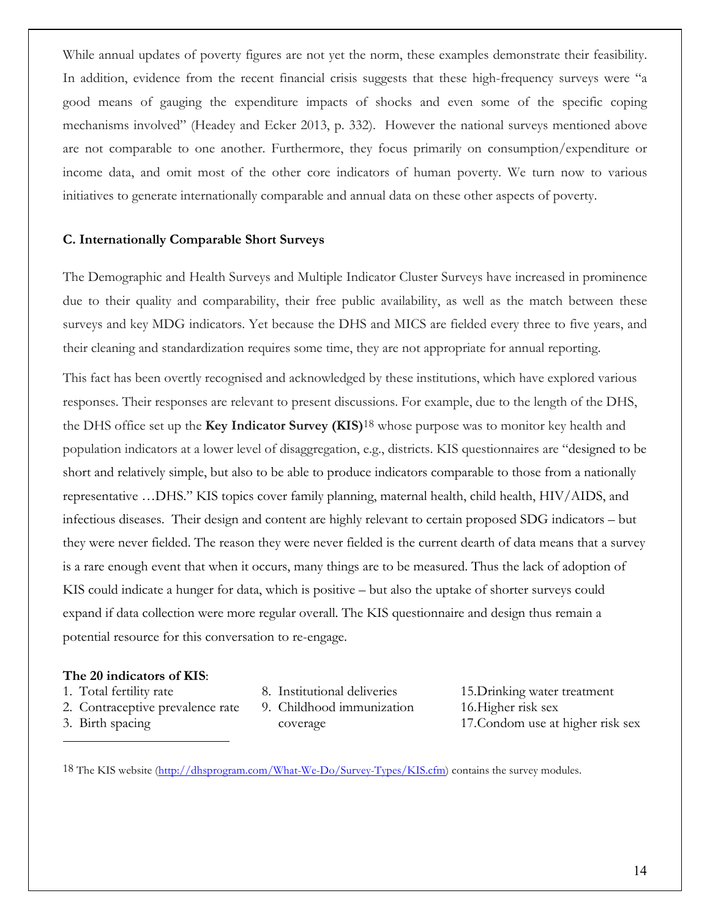While annual updates of poverty figures are not yet the norm, these examples demonstrate their feasibility. In addition, evidence from the recent financial crisis suggests that these high-frequency surveys were "a good means of gauging the expenditure impacts of shocks and even some of the specific coping mechanisms involved" (Headey and Ecker 2013, p. 332). However the national surveys mentioned above are not comparable to one another. Furthermore, they focus primarily on consumption/expenditure or income data, and omit most of the other core indicators of human poverty. We turn now to various initiatives to generate internationally comparable and annual data on these other aspects of poverty.

### C. Internationally Comparable Short Surveys

The Demographic and Health Surveys and Multiple Indicator Cluster Surveys have increased in prominence due to their quality and comparability, their free public availability, as well as the match between these surveys and key MDG indicators. Yet because the DHS and MICS are fielded every three to five years, and their cleaning and standardization requires some time, they are not appropriate for annual reporting.

This fact has been overtly recognised and acknowledged by these institutions, which have explored various responses. Their responses are relevant to present discussions. For example, due to the length of the DHS, the DHS office set up the **Key Indicator Survey (KIS)**[18] whose purpose was to monitor key health and population indicators at a lower level of disaggregation, e.g., districts. KIS questionnaires are "designed to be short and relatively simple, but also to be able to produce indicators comparable to those from a nationally representative …DHS." KIS topics cover family planning, maternal health, child health, HIV/AIDS, and infectious diseases. Their design and content are highly relevant to certain proposed SDG indicators – but they were never fielded. The reason they were never fielded is the current dearth of data means that a survey is a rare enough event that when it occurs, many things are to be measured. Thus the lack of adoption of KIS could indicate a hunger for data, which is positive – but also the uptake of shorter surveys could expand if data collection were more regular overall. The KIS questionnaire and design thus remain a potential resource for this conversation to re-engage.

**The 20 indicators of KIS**:

1. Total fertility rate
2. Contraceptive prevalence rate
3. Birth spacing

8. Institutional deliveries
9. Childhood immunization coverage

15. Drinking water treatment
16. Higher risk sex
17. Condom use at higher risk sex

---

[18] The KIS website (http://dhsprogram.com/What-We-Do/Survey-Types/KIS.cfm) contains the survey modules.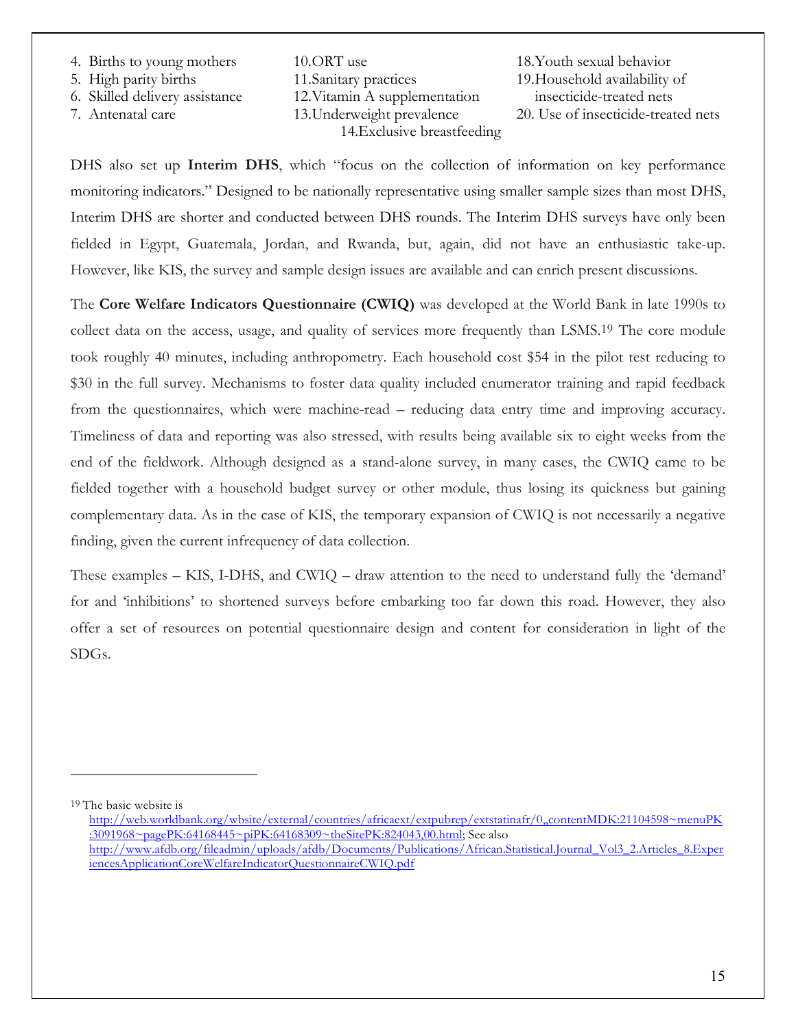4. Births to young mothers
5. High parity births
6. Skilled delivery assistance
7. Antenatal care
10. ORT use
11. Sanitary practices
12. Vitamin A supplementation
13. Underweight prevalence
14. Exclusive breastfeeding
18. Youth sexual behavior
19. Household availability of insecticide-treated nets
20. Use of insecticide-treated nets

DHS also set up **Interim DHS**, which "focus on the collection of information on key performance monitoring indicators." Designed to be nationally representative using smaller sample sizes than most DHS, Interim DHS are shorter and conducted between DHS rounds. The Interim DHS surveys have only been fielded in Egypt, Guatemala, Jordan, and Rwanda, but, again, did not have an enthusiastic take-up. However, like KIS, the survey and sample design issues are available and can enrich present discussions.

The **Core Welfare Indicators Questionnaire (CWIQ)** was developed at the World Bank in late 1990s to collect data on the access, usage, and quality of services more frequently than LSMS.[19] The core module took roughly 40 minutes, including anthropometry. Each household cost $54 in the pilot test reducing to $30 in the full survey. Mechanisms to foster data quality included enumerator training and rapid feedback from the questionnaires, which were machine-read – reducing data entry time and improving accuracy. Timeliness of data and reporting was also stressed, with results being available six to eight weeks from the end of the fieldwork. Although designed as a stand-alone survey, in many cases, the CWIQ came to be fielded together with a household budget survey or other module, thus losing its quickness but gaining complementary data. As in the case of KIS, the temporary expansion of CWIQ is not necessarily a negative finding, given the current infrequency of data collection.

These examples – KIS, I-DHS, and CWIQ – draw attention to the need to understand fully the 'demand' for and 'inhibitions' to shortened surveys before embarking too far down this road. However, they also offer a set of resources on potential questionnaire design and content for consideration in light of the SDGs.

---

[19] The basic website is http://web.worldbank.org/wbsite/external/countries/africaext/extpubrep/extstatinafr/0,,contentMDK:21104598~menuPK:3091968~pagePK:64168445~piPK:64168309~theSitePK:824043,00.html; See also http://www.afdb.org/fileadmin/uploads/afdb/Documents/Publications/African.Statistical.Journal_Vol3_2.Articles_8.ExperiencesApplicationCoreWelfareIndicatorQuestionnaireCWIQ.pdf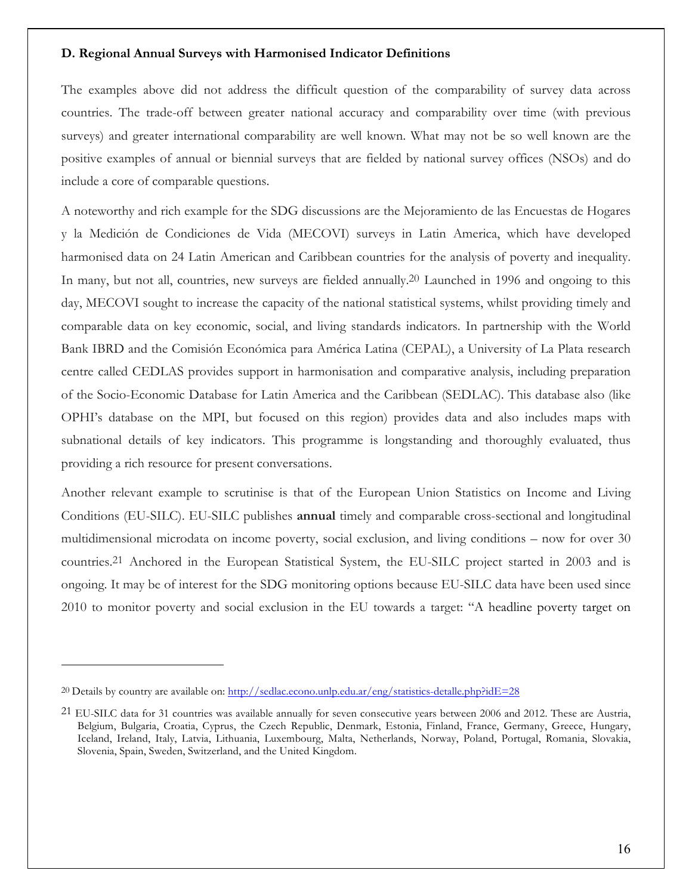### D. Regional Annual Surveys with Harmonised Indicator Definitions

The examples above did not address the difficult question of the comparability of survey data across countries. The trade-off between greater national accuracy and comparability over time (with previous surveys) and greater international comparability are well known. What may not be so well known are the positive examples of annual or biennial surveys that are fielded by national survey offices (NSOs) and do include a core of comparable questions.

A noteworthy and rich example for the SDG discussions are the Mejoramiento de las Encuestas de Hogares y la Medición de Condiciones de Vida (MECOVI) surveys in Latin America, which have developed harmonised data on 24 Latin American and Caribbean countries for the analysis of poverty and inequality. In many, but not all, countries, new surveys are fielded annually.[20] Launched in 1996 and ongoing to this day, MECOVI sought to increase the capacity of the national statistical systems, whilst providing timely and comparable data on key economic, social, and living standards indicators. In partnership with the World Bank IBRD and the Comisión Económica para América Latina (CEPAL), a University of La Plata research centre called CEDLAS provides support in harmonisation and comparative analysis, including preparation of the Socio-Economic Database for Latin America and the Caribbean (SEDLAC). This database also (like OPHI's database on the MPI, but focused on this region) provides data and also includes maps with subnational details of key indicators. This programme is longstanding and thoroughly evaluated, thus providing a rich resource for present conversations.

Another relevant example to scrutinise is that of the European Union Statistics on Income and Living Conditions (EU-SILC). EU-SILC publishes **annual** timely and comparable cross-sectional and longitudinal multidimensional microdata on income poverty, social exclusion, and living conditions – now for over 30 countries.[21] Anchored in the European Statistical System, the EU-SILC project started in 2003 and is ongoing. It may be of interest for the SDG monitoring options because EU-SILC data have been used since 2010 to monitor poverty and social exclusion in the EU towards a target: "A headline poverty target on

---

[20] Details by country are available on: http://sedlac.econo.unlp.edu.ar/eng/statistics-detalle.php?idE=28

[21] EU-SILC data for 31 countries was available annually for seven consecutive years between 2006 and 2012. These are Austria, Belgium, Bulgaria, Croatia, Cyprus, the Czech Republic, Denmark, Estonia, Finland, France, Germany, Greece, Hungary, Iceland, Ireland, Italy, Latvia, Lithuania, Luxembourg, Malta, Netherlands, Norway, Poland, Portugal, Romania, Slovakia, Slovenia, Spain, Sweden, Switzerland, and the United Kingdom.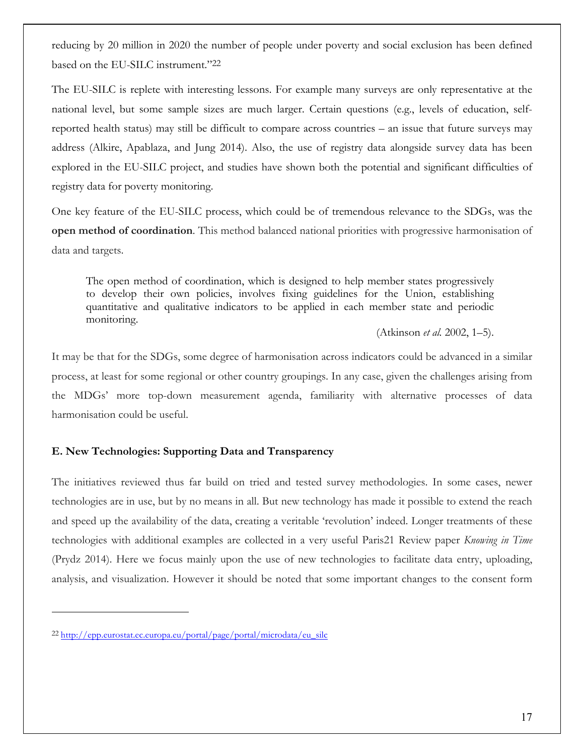reducing by 20 million in 2020 the number of people under poverty and social exclusion has been defined based on the EU-SILC instrument."[22]

The EU-SILC is replete with interesting lessons. For example many surveys are only representative at the national level, but some sample sizes are much larger. Certain questions (e.g., levels of education, self-reported health status) may still be difficult to compare across countries – an issue that future surveys may address (Alkire, Apablaza, and Jung 2014). Also, the use of registry data alongside survey data has been explored in the EU-SILC project, and studies have shown both the potential and significant difficulties of registry data for poverty monitoring.

One key feature of the EU-SILC process, which could be of tremendous relevance to the SDGs, was the **open method of coordination**. This method balanced national priorities with progressive harmonisation of data and targets.

> The open method of coordination, which is designed to help member states progressively to develop their own policies, involves fixing guidelines for the Union, establishing quantitative and qualitative indicators to be applied in each member state and periodic monitoring.
>
> (Atkinson *et al.* 2002, 1–5).

It may be that for the SDGs, some degree of harmonisation across indicators could be advanced in a similar process, at least for some regional or other country groupings. In any case, given the challenges arising from the MDGs' more top-down measurement agenda, familiarity with alternative processes of data harmonisation could be useful.

### E. New Technologies: Supporting Data and Transparency

The initiatives reviewed thus far build on tried and tested survey methodologies. In some cases, newer technologies are in use, but by no means in all. But new technology has made it possible to extend the reach and speed up the availability of the data, creating a veritable 'revolution' indeed. Longer treatments of these technologies with additional examples are collected in a very useful Paris21 Review paper *Knowing in Time* (Prydz 2014). Here we focus mainly upon the use of new technologies to facilitate data entry, uploading, analysis, and visualization. However it should be noted that some important changes to the consent form

---

[22] http://epp.eurostat.ec.europa.eu/portal/page/portal/microdata/eu_silc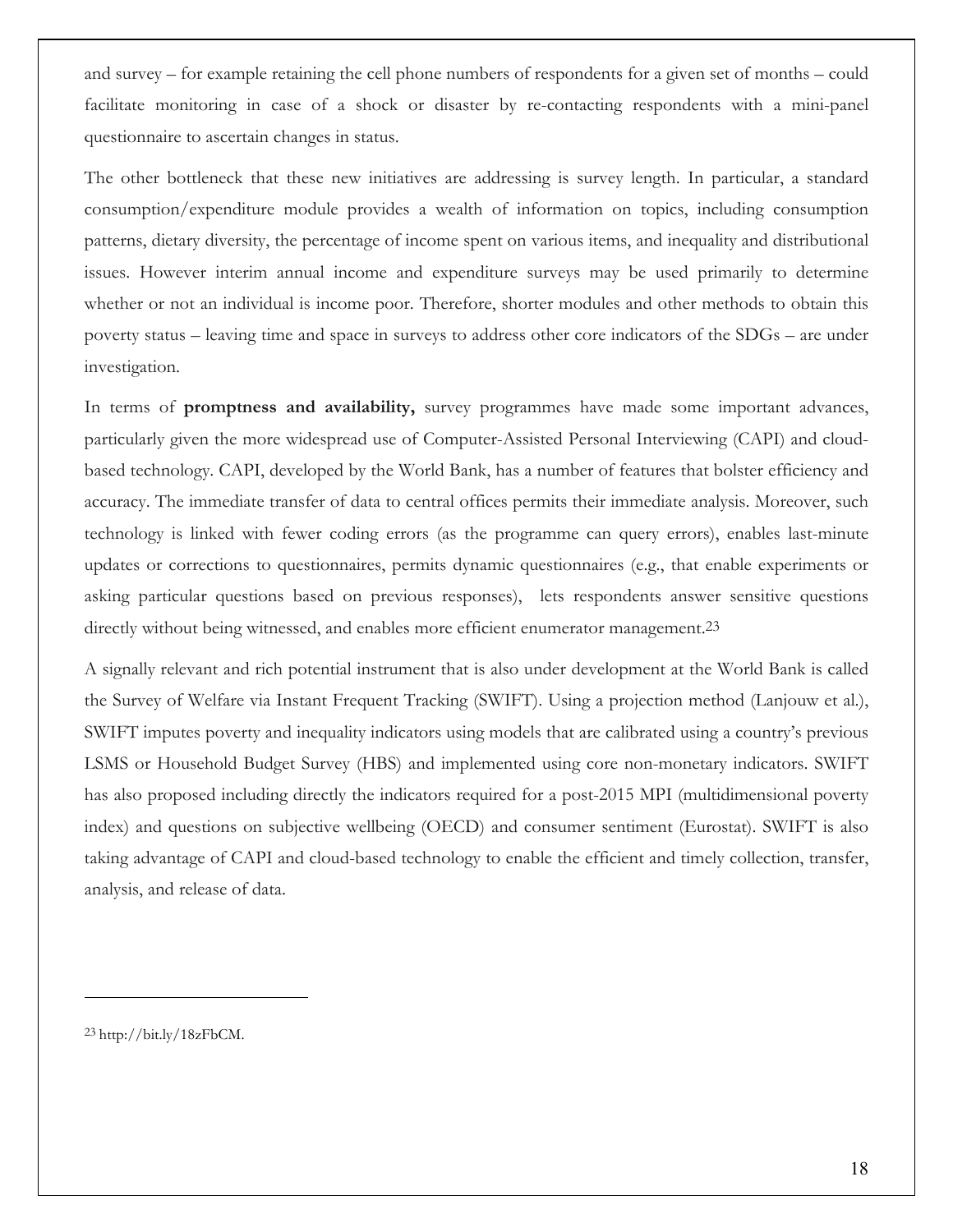and survey – for example retaining the cell phone numbers of respondents for a given set of months – could facilitate monitoring in case of a shock or disaster by re-contacting respondents with a mini-panel questionnaire to ascertain changes in status.

The other bottleneck that these new initiatives are addressing is survey length. In particular, a standard consumption/expenditure module provides a wealth of information on topics, including consumption patterns, dietary diversity, the percentage of income spent on various items, and inequality and distributional issues. However interim annual income and expenditure surveys may be used primarily to determine whether or not an individual is income poor. Therefore, shorter modules and other methods to obtain this poverty status – leaving time and space in surveys to address other core indicators of the SDGs – are under investigation.

In terms of **promptness and availability,** survey programmes have made some important advances, particularly given the more widespread use of Computer-Assisted Personal Interviewing (CAPI) and cloud-based technology. CAPI, developed by the World Bank, has a number of features that bolster efficiency and accuracy. The immediate transfer of data to central offices permits their immediate analysis. Moreover, such technology is linked with fewer coding errors (as the programme can query errors), enables last-minute updates or corrections to questionnaires, permits dynamic questionnaires (e.g., that enable experiments or asking particular questions based on previous responses), lets respondents answer sensitive questions directly without being witnessed, and enables more efficient enumerator management.[23]

A signally relevant and rich potential instrument that is also under development at the World Bank is called the Survey of Welfare via Instant Frequent Tracking (SWIFT). Using a projection method (Lanjouw et al.), SWIFT imputes poverty and inequality indicators using models that are calibrated using a country's previous LSMS or Household Budget Survey (HBS) and implemented using core non-monetary indicators. SWIFT has also proposed including directly the indicators required for a post-2015 MPI (multidimensional poverty index) and questions on subjective wellbeing (OECD) and consumer sentiment (Eurostat). SWIFT is also taking advantage of CAPI and cloud-based technology to enable the efficient and timely collection, transfer, analysis, and release of data.

---

[23] http://bit.ly/18zFbCM.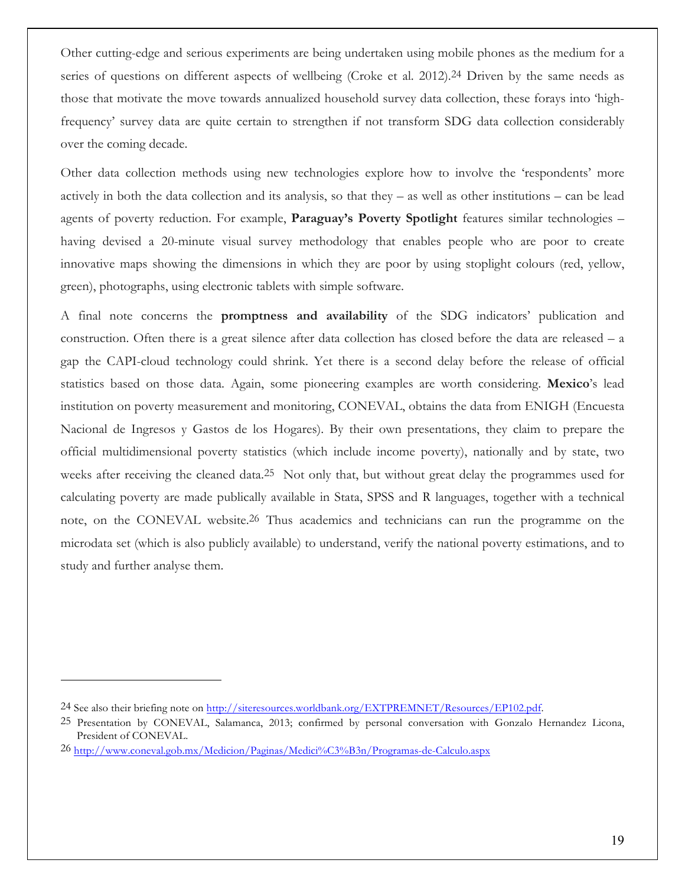Other cutting-edge and serious experiments are being undertaken using mobile phones as the medium for a series of questions on different aspects of wellbeing (Croke et al. 2012).[24] Driven by the same needs as those that motivate the move towards annualized household survey data collection, these forays into 'high-frequency' survey data are quite certain to strengthen if not transform SDG data collection considerably over the coming decade.

Other data collection methods using new technologies explore how to involve the 'respondents' more actively in both the data collection and its analysis, so that they – as well as other institutions – can be lead agents of poverty reduction. For example, **Paraguay's Poverty Spotlight** features similar technologies – having devised a 20-minute visual survey methodology that enables people who are poor to create innovative maps showing the dimensions in which they are poor by using stoplight colours (red, yellow, green), photographs, using electronic tablets with simple software.

A final note concerns the **promptness and availability** of the SDG indicators' publication and construction. Often there is a great silence after data collection has closed before the data are released – a gap the CAPI-cloud technology could shrink. Yet there is a second delay before the release of official statistics based on those data. Again, some pioneering examples are worth considering. **Mexico**'s lead institution on poverty measurement and monitoring, CONEVAL, obtains the data from ENIGH (Encuesta Nacional de Ingresos y Gastos de los Hogares). By their own presentations, they claim to prepare the official multidimensional poverty statistics (which include income poverty), nationally and by state, two weeks after receiving the cleaned data.[25] Not only that, but without great delay the programmes used for calculating poverty are made publically available in Stata, SPSS and R languages, together with a technical note, on the CONEVAL website.[26] Thus academics and technicians can run the programme on the microdata set (which is also publicly available) to understand, verify the national poverty estimations, and to study and further analyse them.

---

[24] See also their briefing note on http://siteresources.worldbank.org/EXTPREMNET/Resources/EP102.pdf.

[25] Presentation by CONEVAL, Salamanca, 2013; confirmed by personal conversation with Gonzalo Hernandez Licona, President of CONEVAL.

[26] http://www.coneval.gob.mx/Medicion/Paginas/Medici%C3%B3n/Programas-de-Calculo.aspx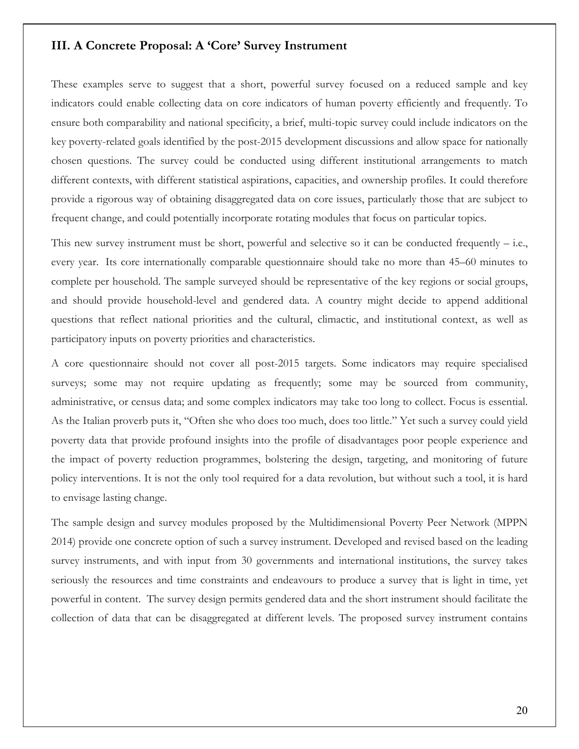## III. A Concrete Proposal: A 'Core' Survey Instrument

These examples serve to suggest that a short, powerful survey focused on a reduced sample and key indicators could enable collecting data on core indicators of human poverty efficiently and frequently. To ensure both comparability and national specificity, a brief, multi-topic survey could include indicators on the key poverty-related goals identified by the post-2015 development discussions and allow space for nationally chosen questions. The survey could be conducted using different institutional arrangements to match different contexts, with different statistical aspirations, capacities, and ownership profiles. It could therefore provide a rigorous way of obtaining disaggregated data on core issues, particularly those that are subject to frequent change, and could potentially incorporate rotating modules that focus on particular topics.

This new survey instrument must be short, powerful and selective so it can be conducted frequently – i.e., every year. Its core internationally comparable questionnaire should take no more than 45–60 minutes to complete per household. The sample surveyed should be representative of the key regions or social groups, and should provide household-level and gendered data. A country might decide to append additional questions that reflect national priorities and the cultural, climactic, and institutional context, as well as participatory inputs on poverty priorities and characteristics.

A core questionnaire should not cover all post-2015 targets. Some indicators may require specialised surveys; some may not require updating as frequently; some may be sourced from community, administrative, or census data; and some complex indicators may take too long to collect. Focus is essential. As the Italian proverb puts it, "Often she who does too much, does too little." Yet such a survey could yield poverty data that provide profound insights into the profile of disadvantages poor people experience and the impact of poverty reduction programmes, bolstering the design, targeting, and monitoring of future policy interventions. It is not the only tool required for a data revolution, but without such a tool, it is hard to envisage lasting change.

The sample design and survey modules proposed by the Multidimensional Poverty Peer Network (MPPN 2014) provide one concrete option of such a survey instrument. Developed and revised based on the leading survey instruments, and with input from 30 governments and international institutions, the survey takes seriously the resources and time constraints and endeavours to produce a survey that is light in time, yet powerful in content. The survey design permits gendered data and the short instrument should facilitate the collection of data that can be disaggregated at different levels. The proposed survey instrument contains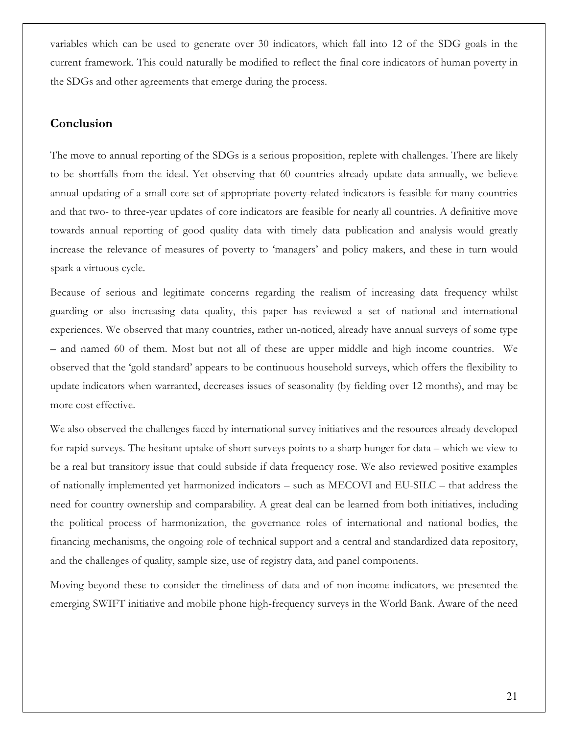variables which can be used to generate over 30 indicators, which fall into 12 of the SDG goals in the current framework. This could naturally be modified to reflect the final core indicators of human poverty in the SDGs and other agreements that emerge during the process.

## Conclusion

The move to annual reporting of the SDGs is a serious proposition, replete with challenges. There are likely to be shortfalls from the ideal. Yet observing that 60 countries already update data annually, we believe annual updating of a small core set of appropriate poverty-related indicators is feasible for many countries and that two- to three-year updates of core indicators are feasible for nearly all countries. A definitive move towards annual reporting of good quality data with timely data publication and analysis would greatly increase the relevance of measures of poverty to 'managers' and policy makers, and these in turn would spark a virtuous cycle.

Because of serious and legitimate concerns regarding the realism of increasing data frequency whilst guarding or also increasing data quality, this paper has reviewed a set of national and international experiences. We observed that many countries, rather un-noticed, already have annual surveys of some type – and named 60 of them. Most but not all of these are upper middle and high income countries. We observed that the 'gold standard' appears to be continuous household surveys, which offers the flexibility to update indicators when warranted, decreases issues of seasonality (by fielding over 12 months), and may be more cost effective.

We also observed the challenges faced by international survey initiatives and the resources already developed for rapid surveys. The hesitant uptake of short surveys points to a sharp hunger for data – which we view to be a real but transitory issue that could subside if data frequency rose. We also reviewed positive examples of nationally implemented yet harmonized indicators – such as MECOVI and EU-SILC – that address the need for country ownership and comparability. A great deal can be learned from both initiatives, including the political process of harmonization, the governance roles of international and national bodies, the financing mechanisms, the ongoing role of technical support and a central and standardized data repository, and the challenges of quality, sample size, use of registry data, and panel components.

Moving beyond these to consider the timeliness of data and of non-income indicators, we presented the emerging SWIFT initiative and mobile phone high-frequency surveys in the World Bank. Aware of the need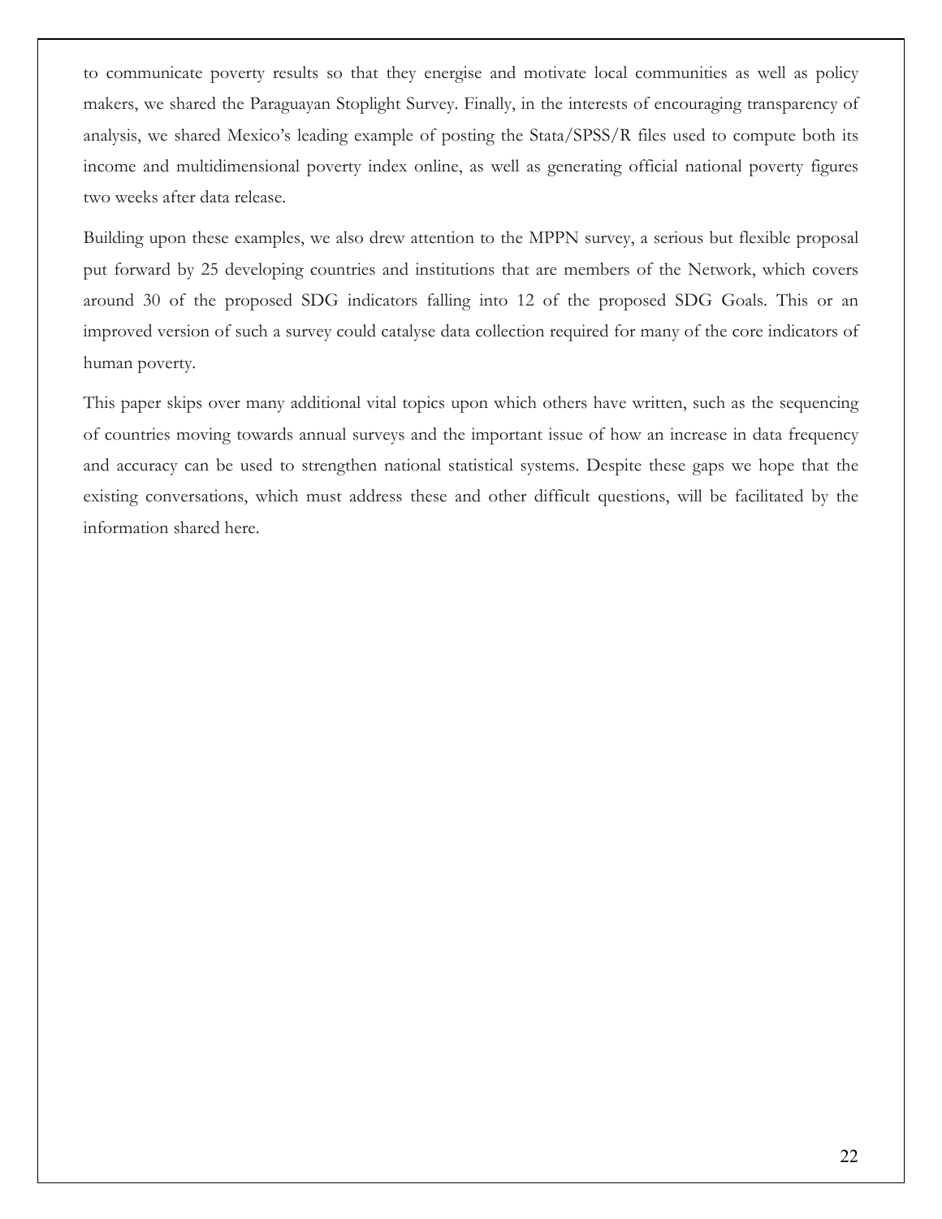to communicate poverty results so that they energise and motivate local communities as well as policy makers, we shared the Paraguayan Stoplight Survey. Finally, in the interests of encouraging transparency of analysis, we shared Mexico's leading example of posting the Stata/SPSS/R files used to compute both its income and multidimensional poverty index online, as well as generating official national poverty figures two weeks after data release.

Building upon these examples, we also drew attention to the MPPN survey, a serious but flexible proposal put forward by 25 developing countries and institutions that are members of the Network, which covers around 30 of the proposed SDG indicators falling into 12 of the proposed SDG Goals. This or an improved version of such a survey could catalyse data collection required for many of the core indicators of human poverty.

This paper skips over many additional vital topics upon which others have written, such as the sequencing of countries moving towards annual surveys and the important issue of how an increase in data frequency and accuracy can be used to strengthen national statistical systems. Despite these gaps we hope that the existing conversations, which must address these and other difficult questions, will be facilitated by the information shared here.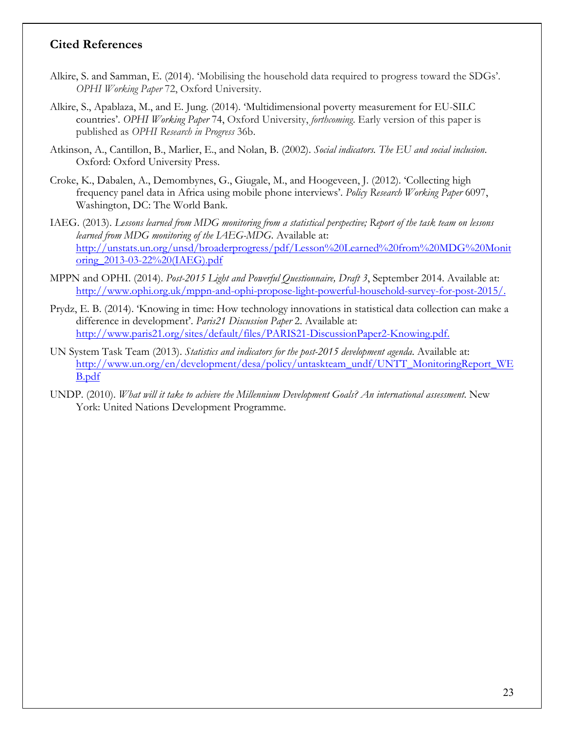## Cited References

Alkire, S. and Samman, E. (2014). 'Mobilising the household data required to progress toward the SDGs'. *OPHI Working Paper* 72, Oxford University.

Alkire, S., Apablaza, M., and E. Jung. (2014). 'Multidimensional poverty measurement for EU-SILC countries'. *OPHI Working Paper* 74, Oxford University, *forthcoming*. Early version of this paper is published as *OPHI Research in Progress* 36b.

Atkinson, A., Cantillon, B., Marlier, E., and Nolan, B. (2002). *Social indicators. The EU and social inclusion*. Oxford: Oxford University Press.

Croke, K., Dabalen, A., Demombynes, G., Giugale, M., and Hoogeveen, J. (2012). 'Collecting high frequency panel data in Africa using mobile phone interviews'. *Policy Research Working Paper* 6097, Washington, DC: The World Bank.

IAEG. (2013). *Lessons learned from MDG monitoring from a statistical perspective; Report of the task team on lessons learned from MDG monitoring of the IAEG-MDG*. Available at: http://unstats.un.org/unsd/broaderprogress/pdf/Lesson%20Learned%20from%20MDG%20Monitoring_2013-03-22%20(IAEG).pdf

MPPN and OPHI. (2014). *Post-2015 Light and Powerful Questionnaire, Draft 3*, September 2014. Available at: http://www.ophi.org.uk/mppn-and-ophi-propose-light-powerful-household-survey-for-post-2015/.

Prydz, E. B. (2014). 'Knowing in time: How technology innovations in statistical data collection can make a difference in development'. *Paris21 Discussion Paper* 2. Available at: http://www.paris21.org/sites/default/files/PARIS21-DiscussionPaper2-Knowing.pdf.

UN System Task Team (2013). *Statistics and indicators for the post-2015 development agenda*. Available at: http://www.un.org/en/development/desa/policy/untaskteam_undf/UNTT_MonitoringReport_WEB.pdf

UNDP. (2010). *What will it take to achieve the Millennium Development Goals? An international assessment*. New York: United Nations Development Programme.